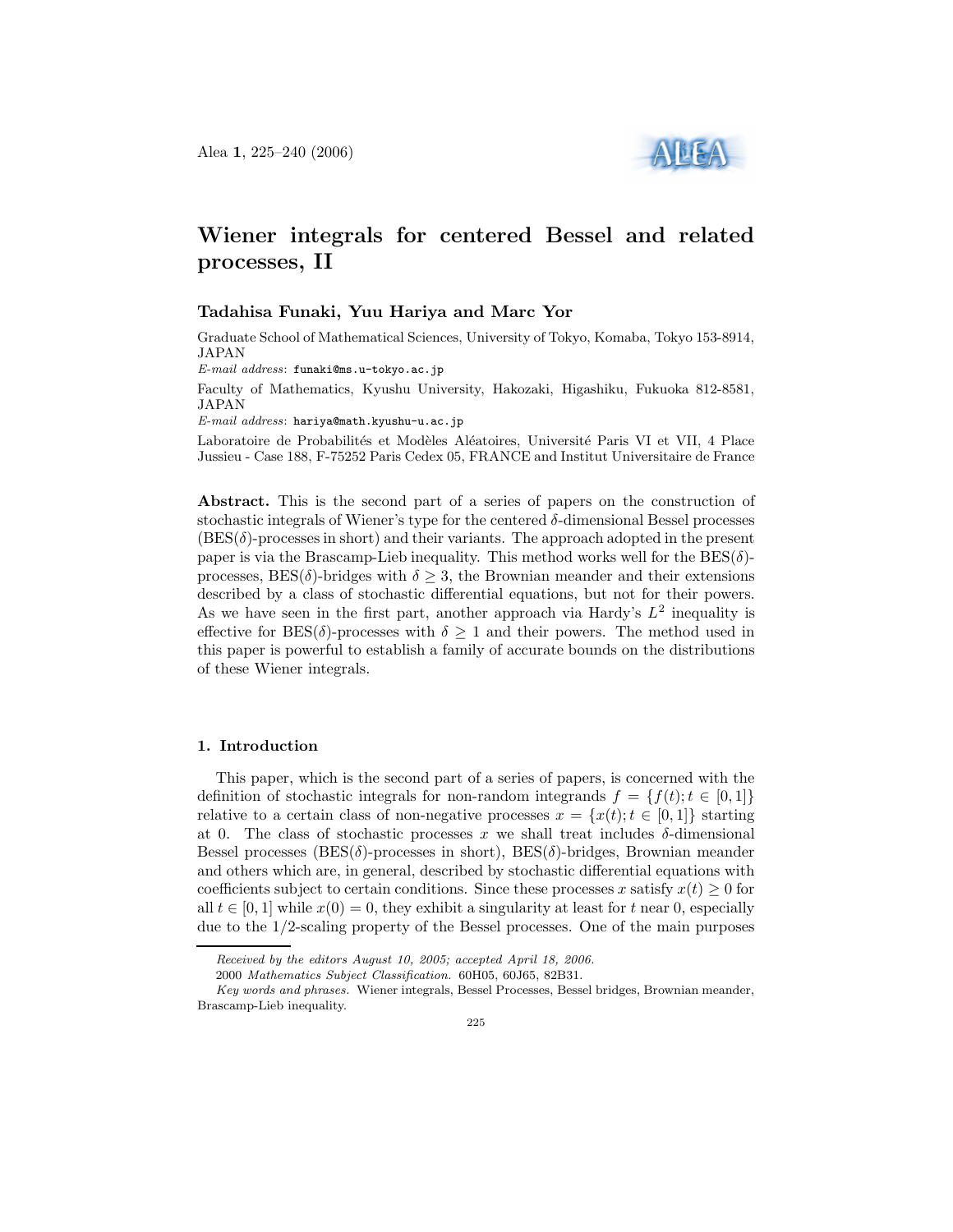# Wiener integrals for centered Bessel and related processes, II

**Tadahisa Funaki, Yuu Hariya and Marc Yor**

Graduate School of Mathematical Sciences, University of Tokyo, Komaba, Tokyo 153-8914, JAPAN

*E-mail address*: funaki@ms.u-tokyo.ac.jp

Faculty of Mathematics, Kyushu University, Hakozaki, Higashiku, Fukuoka 812-8581, JAPAN

*E-mail address*: hariya@math.kyushu-u.ac.jp

Laboratoire de Probabilités et Modèles Aléatoires, Université Paris VI et VII, 4 Place Jussieu - Case 188, F-75252 Paris Cedex 05, FRANCE and Institut Universitaire de France

**Abstract.** This is the second part of a series of papers on the construction of stochastic integrals of Wiener's type for the centered $\delta$-dimensional Bessel processes (BES($\delta$)-processes in short) and their variants. The approach adopted in the present paper is via the Brascamp-Lieb inequality. This method works well for the BES($\delta$)-processes, BES($\delta$)-bridges with $\delta \geq 3$, the Brownian meander and their extensions described by a class of stochastic differential equations, but not for their powers. As we have seen in the first part, another approach via Hardy's $L^2$ inequality is effective for BES($\delta$)-processes with $\delta \geq 1$ and their powers. The method used in this paper is powerful to establish a family of accurate bounds on the distributions of these Wiener integrals.

## 1. Introduction

This paper, which is the second part of a series of papers, is concerned with the definition of stochastic integrals for non-random integrands $f = \{f(t); t \in [0, 1]\}$ relative to a certain class of non-negative processes $x = \{x(t); t \in [0, 1]\}$ starting at 0. The class of stochastic processes $x$ we shall treat includes $\delta$-dimensional Bessel processes (BES($\delta$)-processes in short), BES($\delta$)-bridges, Brownian meander and others which are, in general, described by stochastic differential equations with coefficients subject to certain conditions. Since these processes $x$ satisfy $x(t) \geq 0$ for all $t \in [0, 1]$ while $x(0) = 0$, they exhibit a singularity at least for $t$ near 0, especially due to the 1/2-scaling property of the Bessel processes. One of the main purposes

---

*Received by the editors August 10, 2005; accepted April 18, 2006.*

2000 *Mathematics Subject Classification.* 60H05, 60J65, 82B31.

*Key words and phrases.* Wiener integrals, Bessel Processes, Bessel bridges, Brownian meander, Brascamp-Lieb inequality.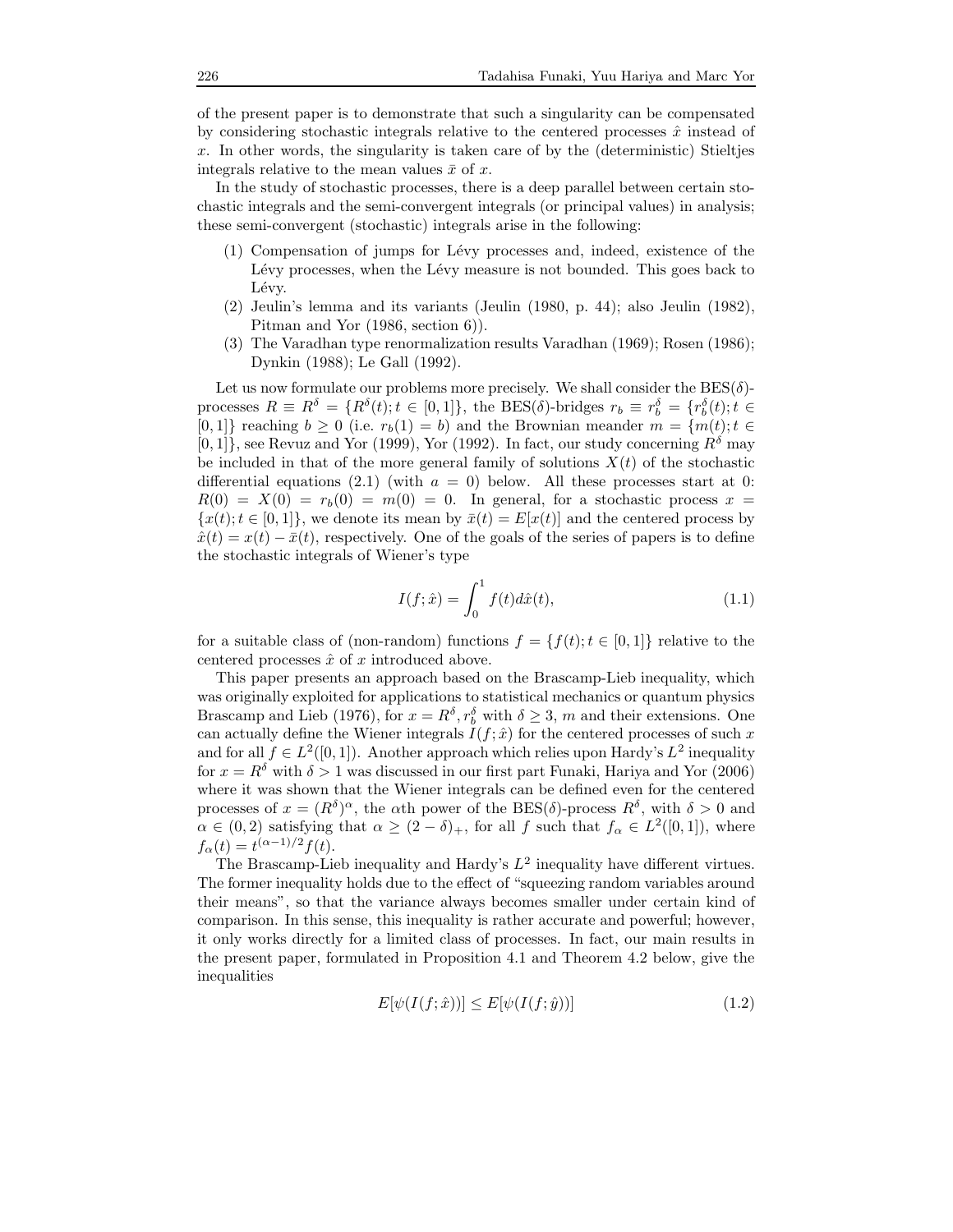of the present paper is to demonstrate that such a singularity can be compensated by considering stochastic integrals relative to the centered processes $\hat{x}$ instead of $x$. In other words, the singularity is taken care of by the (deterministic) Stieltjes integrals relative to the mean values $\bar{x}$ of $x$.

In the study of stochastic processes, there is a deep parallel between certain stochastic integrals and the semi-convergent integrals (or principal values) in analysis; these semi-convergent (stochastic) integrals arise in the following:

1. Compensation of jumps for Lévy processes and, indeed, existence of the Lévy processes, when the Lévy measure is not bounded. This goes back to Lévy.
2. Jeulin's lemma and its variants (Jeulin (1980, p. 44); also Jeulin (1982), Pitman and Yor (1986, section 6)).
3. The Varadhan type renormalization results Varadhan (1969); Rosen (1986); Dynkin (1988); Le Gall (1992).

Let us now formulate our problems more precisely. We shall consider the BES($\delta$)-processes $R \equiv R^\delta = \{R^\delta(t); t \in [0,1]\}$, the BES($\delta$)-bridges $r_b \equiv r_b^\delta = \{r_b^\delta(t); t \in [0,1]\}$ reaching $b \geq 0$ (i.e. $r_b(1) = b$) and the Brownian meander $m = \{m(t); t \in [0,1]\}$, see Revuz and Yor (1999), Yor (1992). In fact, our study concerning $R^\delta$ may be included in that of the more general family of solutions $X(t)$ of the stochastic differential equations (2.1) (with $a = 0$) below. All these processes start at 0: $R(0) = X(0) = r_b(0) = m(0) = 0$. In general, for a stochastic process $x = \{x(t); t \in [0,1]\}$, we denote its mean by $\bar{x}(t) = E[x(t)]$ and the centered process by $\hat{x}(t) = x(t) - \bar{x}(t)$, respectively. One of the goals of the series of papers is to define the stochastic integrals of Wiener's type

$$I(f; \hat{x}) = \int_0^1 f(t) d\hat{x}(t), \tag{1.1}$$

for a suitable class of (non-random) functions $f = \{f(t); t \in [0,1]\}$ relative to the centered processes $\hat{x}$ of $x$ introduced above.

This paper presents an approach based on the Brascamp-Lieb inequality, which was originally exploited for applications to statistical mechanics or quantum physics Brascamp and Lieb (1976), for $x = R^\delta, r_b^\delta$ with $\delta \geq 3$, $m$ and their extensions. One can actually define the Wiener integrals $I(f; \hat{x})$ for the centered processes of such $x$ and for all $f \in L^2([0,1])$. Another approach which relies upon Hardy's $L^2$ inequality for $x = R^\delta$ with $\delta > 1$ was discussed in our first part Funaki, Hariya and Yor (2006) where it was shown that the Wiener integrals can be defined even for the centered processes of $x = (R^\delta)^\alpha$, the $\alpha$th power of the BES($\delta$)-process $R^\delta$, with $\delta > 0$ and $\alpha \in (0,2)$ satisfying that $\alpha \geq (2-\delta)_+$, for all $f$ such that $f_\alpha \in L^2([0,1])$, where $f_\alpha(t) = t^{(\alpha-1)/2} f(t)$.

The Brascamp-Lieb inequality and Hardy's $L^2$ inequality have different virtues. The former inequality holds due to the effect of "squeezing random variables around their means", so that the variance always becomes smaller under certain kind of comparison. In this sense, this inequality is rather accurate and powerful; however, it only works directly for a limited class of processes. In fact, our main results in the present paper, formulated in Proposition 4.1 and Theorem 4.2 below, give the inequalities

$$E[\psi(I(f; \hat{x}))] \leq E[\psi(I(f; \hat{y}))] \tag{1.2}$$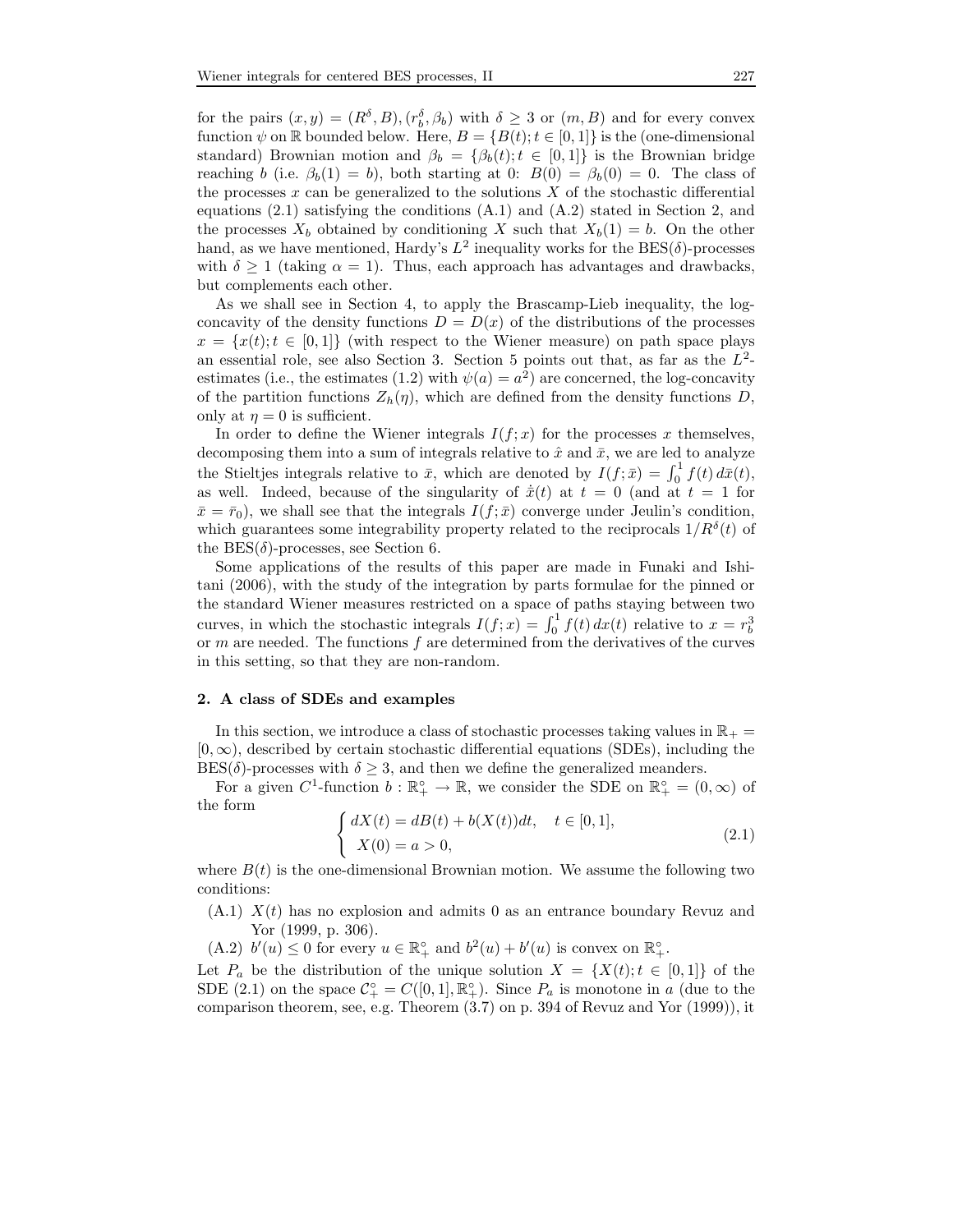for the pairs $(x, y) = (R^\delta, B), (r_b^\delta, \beta_b)$ with $\delta \geq 3$ or $(m, B)$ and for every convex function $\psi$ on $\mathbb{R}$ bounded below. Here, $B = \{B(t); t \in [0,1]\}$ is the (one-dimensional standard) Brownian motion and $\beta_b = \{\beta_b(t); t \in [0,1]\}$ is the Brownian bridge reaching $b$ (i.e. $\beta_b(1) = b$), both starting at 0: $B(0) = \beta_b(0) = 0$. The class of the processes $x$ can be generalized to the solutions $X$ of the stochastic differential equations (2.1) satisfying the conditions (A.1) and (A.2) stated in Section 2, and the processes $X_b$ obtained by conditioning $X$ such that $X_b(1) = b$. On the other hand, as we have mentioned, Hardy's $L^2$ inequality works for the BES($\delta$)-processes with $\delta \geq 1$ (taking $\alpha = 1$). Thus, each approach has advantages and drawbacks, but complements each other.

As we shall see in Section 4, to apply the Brascamp-Lieb inequality, the log-concavity of the density functions $D = D(x)$ of the distributions of the processes $x = \{x(t); t \in [0,1]\}$ (with respect to the Wiener measure) on path space plays an essential role, see also Section 3. Section 5 points out that, as far as the $L^2$-estimates (i.e., the estimates (1.2) with $\psi(a) = a^2$) are concerned, the log-concavity of the partition functions $Z_h(\eta)$, which are defined from the density functions $D$, only at $\eta = 0$ is sufficient.

In order to define the Wiener integrals $I(f; x)$ for the processes $x$ themselves, decomposing them into a sum of integrals relative to $\hat{x}$ and $\bar{x}$, we are led to analyze the Stieltjes integrals relative to $\bar{x}$, which are denoted by $I(f; \bar{x}) = \int_0^1 f(t)\, d\bar{x}(t)$, as well. Indeed, because of the singularity of $\dot{\bar{x}}(t)$ at $t = 0$ (and at $t = 1$ for $\bar{x} = \bar{r}_0$), we shall see that the integrals $I(f; \bar{x})$ converge under Jeulin's condition, which guarantees some integrability property related to the reciprocals $1/R^\delta(t)$ of the BES($\delta$)-processes, see Section 6.

Some applications of the results of this paper are made in Funaki and Ishitani (2006), with the study of the integration by parts formulae for the pinned or the standard Wiener measures restricted on a space of paths staying between two curves, in which the stochastic integrals $I(f; x) = \int_0^1 f(t)\, dx(t)$ relative to $x = r_b^3$ or $m$ are needed. The functions $f$ are determined from the derivatives of the curves in this setting, so that they are non-random.

## 2. A class of SDEs and examples

In this section, we introduce a class of stochastic processes taking values in $\mathbb{R}_+ = [0, \infty)$, described by certain stochastic differential equations (SDEs), including the BES($\delta$)-processes with $\delta \geq 3$, and then we define the generalized meanders.

For a given $C^1$-function $b : \mathbb{R}_+^\circ \to \mathbb{R}$, we consider the SDE on $\mathbb{R}_+^\circ = (0, \infty)$ of the form

$$\begin{cases} dX(t) = dB(t) + b(X(t))dt, \quad t \in [0,1], \\ X(0) = a > 0, \end{cases} \tag{2.1}$$

where $B(t)$ is the one-dimensional Brownian motion. We assume the following two conditions:

- (A.1) $X(t)$ has no explosion and admits 0 as an entrance boundary Revuz and Yor (1999, p. 306).
- (A.2) $b'(u) \leq 0$ for every $u \in \mathbb{R}_+^\circ$ and $b^2(u) + b'(u)$ is convex on $\mathbb{R}_+^\circ$.

Let $P_a$ be the distribution of the unique solution $X = \{X(t); t \in [0,1]\}$ of the SDE (2.1) on the space $\mathcal{C}_+^\circ = C([0,1], \mathbb{R}_+^\circ)$. Since $P_a$ is monotone in $a$ (due to the comparison theorem, see, e.g. Theorem (3.7) on p. 394 of Revuz and Yor (1999)), it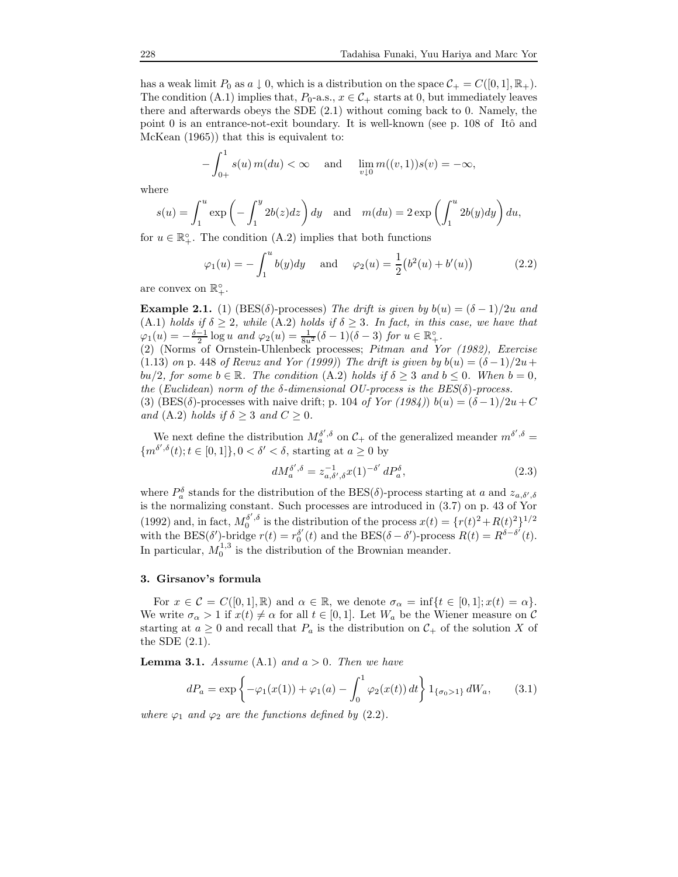has a weak limit $P_0$ as $a \downarrow 0$, which is a distribution on the space $\mathcal{C}_+ = C([0,1], \mathbb{R}_+)$. The condition (A.1) implies that, $P_0$-a.s., $x \in \mathcal{C}_+$ starts at 0, but immediately leaves there and afterwards obeys the SDE (2.1) without coming back to 0. Namely, the point 0 is an entrance-not-exit boundary. It is well-known (see p. 108 of Itô and McKean (1965)) that this is equivalent to:

$$-\int_{0+}^{1} s(u)\, m(du) < \infty \quad \text{and} \quad \lim_{v \downarrow 0} m((v,1))s(v) = -\infty,$$

where

$$s(u) = \int_1^u \exp\left(-\int_1^y 2b(z)dz\right) dy \quad \text{and} \quad m(du) = 2\exp\left(\int_1^u 2b(y)dy\right) du,$$

for $u \in \mathbb{R}_+^\circ$. The condition (A.2) implies that both functions

$$\varphi_1(u) = -\int_1^u b(y)dy \quad \text{and} \quad \varphi_2(u) = \frac{1}{2}\big(b^2(u) + b'(u)\big) \tag{2.2}$$

are convex on $\mathbb{R}_+^\circ$.

**Example 2.1.** (1) (BES($\delta$)-processes) *The drift is given by $b(u) = (\delta-1)/2u$ and* (A.1) *holds if $\delta \ge 2$, while* (A.2) *holds if $\delta \ge 3$. In fact, in this case, we have that $\varphi_1(u) = -\frac{\delta-1}{2}\log u$ and $\varphi_2(u) = \frac{1}{8u^2}(\delta-1)(\delta-3)$ for $u \in \mathbb{R}_+^\circ$.*
(2) (Norms of Ornstein-Uhlenbeck processes; *Pitman and Yor (1982), Exercise* (1.13) *on* p. 448 *of Revuz and Yor (1999)*) *The drift is given by $b(u) = (\delta-1)/2u + bu/2$, for some $b \in \mathbb{R}$. The condition* (A.2) *holds if $\delta \ge 3$ and $b \le 0$. When $b = 0$, the* (*Euclidean*) *norm of the $\delta$-dimensional OU-process is the BES($\delta$)-process.*
(3) (BES($\delta$)-processes with naive drift; p. 104 *of Yor (1984)*) $b(u) = (\delta-1)/2u + C$ *and* (A.2) *holds if $\delta \ge 3$ and $C \ge 0$.*

We next define the distribution $M_a^{\delta',\delta}$ on $\mathcal{C}_+$ of the generalized meander $m^{\delta',\delta} = \{m^{\delta',\delta}(t); t \in [0,1]\}, 0 < \delta' < \delta$, starting at $a \ge 0$ by

$$dM_a^{\delta',\delta} = z_{a,\delta',\delta}^{-1} x(1)^{-\delta'}\, dP_a^\delta, \tag{2.3}$$

where $P_a^\delta$ stands for the distribution of the BES($\delta$)-process starting at $a$ and $z_{a,\delta',\delta}$ is the normalizing constant. Such processes are introduced in (3.7) on p. 43 of Yor (1992) and, in fact, $M_0^{\delta',\delta}$ is the distribution of the process $x(t) = \{r(t)^2 + R(t)^2\}^{1/2}$ with the BES($\delta'$)-bridge $r(t) = r_0^{\delta'}(t)$ and the BES($\delta - \delta'$)-process $R(t) = R^{\delta-\delta'}(t)$. In particular, $M_0^{1,3}$ is the distribution of the Brownian meander.

## 3. Girsanov's formula

For $x \in \mathcal{C} = C([0,1], \mathbb{R})$ and $\alpha \in \mathbb{R}$, we denote $\sigma_\alpha = \inf\{t \in [0,1]; x(t) = \alpha\}$. We write $\sigma_\alpha > 1$ if $x(t) \ne \alpha$ for all $t \in [0,1]$. Let $W_a$ be the Wiener measure on $\mathcal{C}$ starting at $a \ge 0$ and recall that $P_a$ is the distribution on $\mathcal{C}_+$ of the solution $X$ of the SDE (2.1).

**Lemma 3.1.** *Assume* (A.1) *and $a > 0$. Then we have*

$$dP_a = \exp\left\{-\varphi_1(x(1)) + \varphi_1(a) - \int_0^1 \varphi_2(x(t))\, dt\right\} 1_{\{\sigma_0 > 1\}}\, dW_a, \tag{3.1}$$

*where $\varphi_1$ and $\varphi_2$ are the functions defined by* (2.2).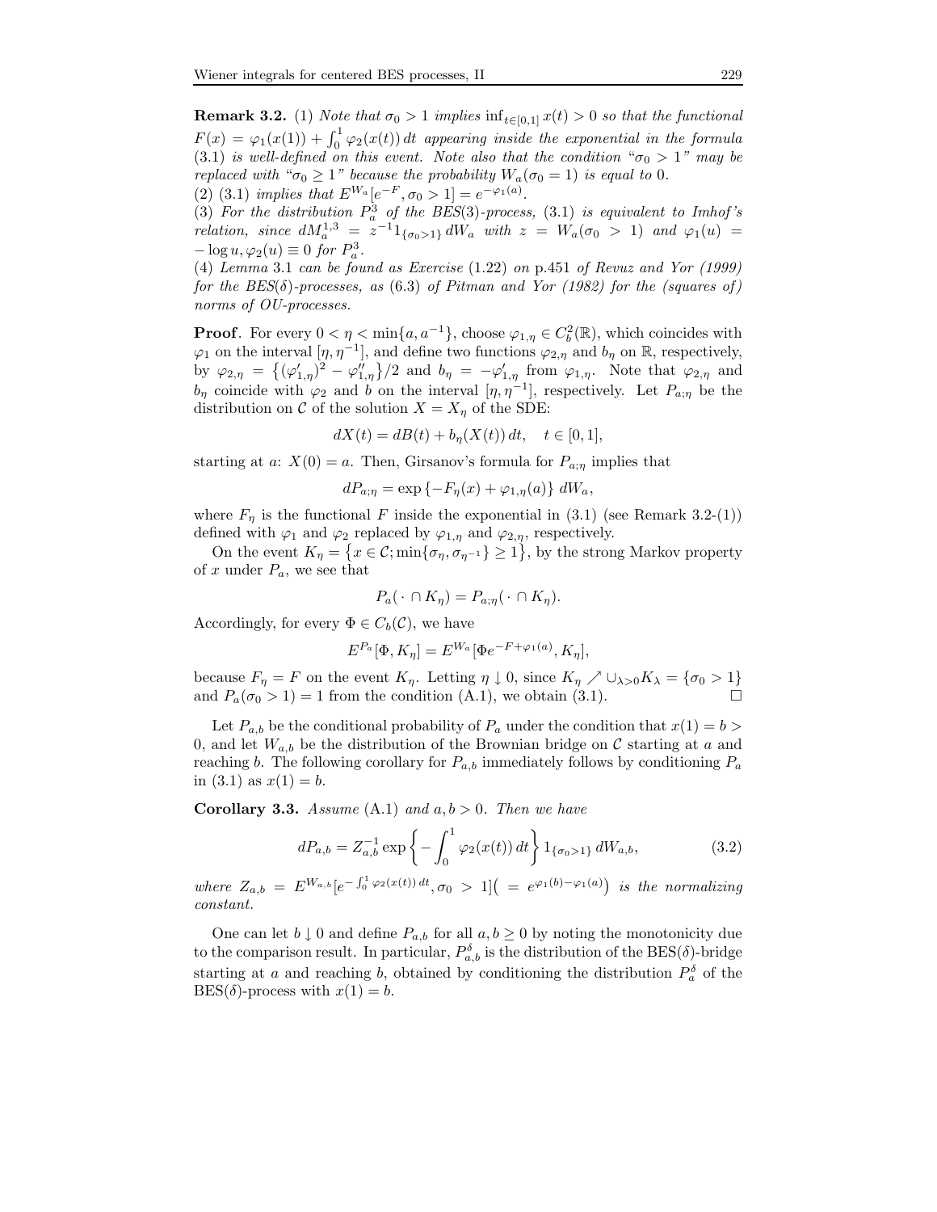**Remark 3.2.** (1) *Note that $\sigma_0 > 1$ implies $\inf_{t\in[0,1]} x(t) > 0$ so that the functional $F(x) = \varphi_1(x(1)) + \int_0^1 \varphi_2(x(t))\,dt$ appearing inside the exponential in the formula* (3.1) *is well-defined on this event. Note also that the condition "$\sigma_0 > 1$" may be replaced with "$\sigma_0 \geq 1$" because the probability $W_a(\sigma_0 = 1)$ is equal to* 0.

(2) (3.1) *implies that $E^{W_a}[e^{-F}, \sigma_0 > 1] = e^{-\varphi_1(a)}$.*

(3) *For the distribution $P_a^3$ of the BES(3)-process,* (3.1) *is equivalent to Imhof's relation, since $dM_a^{1,3} = z^{-1} 1_{\{\sigma_0>1\}}\,dW_a$ with $z = W_a(\sigma_0 > 1)$ and $\varphi_1(u) = -\log u, \varphi_2(u) \equiv 0$ for $P_a^3$.*

(4) *Lemma* 3.1 *can be found as Exercise* (1.22) *on* p.451 *of Revuz and Yor (1999) for the BES($\delta$)-processes, as* (6.3) *of Pitman and Yor (1982) for the (squares of) norms of OU-processes.*

**Proof**. For every $0 < \eta < \min\{a, a^{-1}\}$, choose $\varphi_{1,\eta} \in C_b^2(\mathbb{R})$, which coincides with $\varphi_1$ on the interval $[\eta, \eta^{-1}]$, and define two functions $\varphi_{2,\eta}$ and $b_\eta$ on $\mathbb{R}$, respectively, by $\varphi_{2,\eta} = \{(\varphi_{1,\eta}')^2 - \varphi_{1,\eta}''\}/2$ and $b_\eta = -\varphi_{1,\eta}'$ from $\varphi_{1,\eta}$. Note that $\varphi_{2,\eta}$ and $b_\eta$ coincide with $\varphi_2$ and $b$ on the interval $[\eta, \eta^{-1}]$, respectively. Let $P_{a;\eta}$ be the distribution on $\mathcal{C}$ of the solution $X = X_\eta$ of the SDE:

$$dX(t) = dB(t) + b_\eta(X(t))\,dt, \quad t \in [0,1],$$

starting at $a$: $X(0) = a$. Then, Girsanov's formula for $P_{a;\eta}$ implies that

$$dP_{a;\eta} = \exp\{-F_\eta(x) + \varphi_{1,\eta}(a)\}\,dW_a,$$

where $F_\eta$ is the functional $F$ inside the exponential in (3.1) (see Remark 3.2-(1)) defined with $\varphi_1$ and $\varphi_2$ replaced by $\varphi_{1,\eta}$ and $\varphi_{2,\eta}$, respectively.

On the event $K_\eta = \{x \in \mathcal{C}; \min\{\sigma_\eta, \sigma_{\eta^{-1}}\} \geq 1\}$, by the strong Markov property of $x$ under $P_a$, we see that

$$P_a(\,\cdot \cap K_\eta) = P_{a;\eta}(\,\cdot \cap K_\eta).$$

Accordingly, for every $\Phi \in C_b(\mathcal{C})$, we have

$$E^{P_a}[\Phi, K_\eta] = E^{W_a}[\Phi e^{-F+\varphi_1(a)}, K_\eta],$$

because $F_\eta = F$ on the event $K_\eta$. Letting $\eta \downarrow 0$, since $K_\eta \nearrow \cup_{\lambda>0} K_\lambda = \{\sigma_0 > 1\}$ and $P_a(\sigma_0 > 1) = 1$ from the condition (A.1), we obtain (3.1). $\square$

Let $P_{a,b}$ be the conditional probability of $P_a$ under the condition that $x(1) = b > 0$, and let $W_{a,b}$ be the distribution of the Brownian bridge on $\mathcal{C}$ starting at $a$ and reaching $b$. The following corollary for $P_{a,b}$ immediately follows by conditioning $P_a$ in (3.1) as $x(1) = b$.

**Corollary 3.3.** *Assume* (A.1) *and $a, b > 0$. Then we have*

$$dP_{a,b} = Z_{a,b}^{-1} \exp\left\{-\int_0^1 \varphi_2(x(t))\,dt\right\} 1_{\{\sigma_0>1\}}\,dW_{a,b}, \tag{3.2}$$

*where $Z_{a,b} = E^{W_{a,b}}[e^{-\int_0^1 \varphi_2(x(t))\,dt}, \sigma_0 > 1]\big( = e^{\varphi_1(b)-\varphi_1(a)}\big)$ is the normalizing constant.*

One can let $b \downarrow 0$ and define $P_{a,b}$ for all $a, b \geq 0$ by noting the monotonicity due to the comparison result. In particular, $P_{a,b}^\delta$ is the distribution of the BES($\delta$)-bridge starting at $a$ and reaching $b$, obtained by conditioning the distribution $P_a^\delta$ of the BES($\delta$)-process with $x(1) = b$.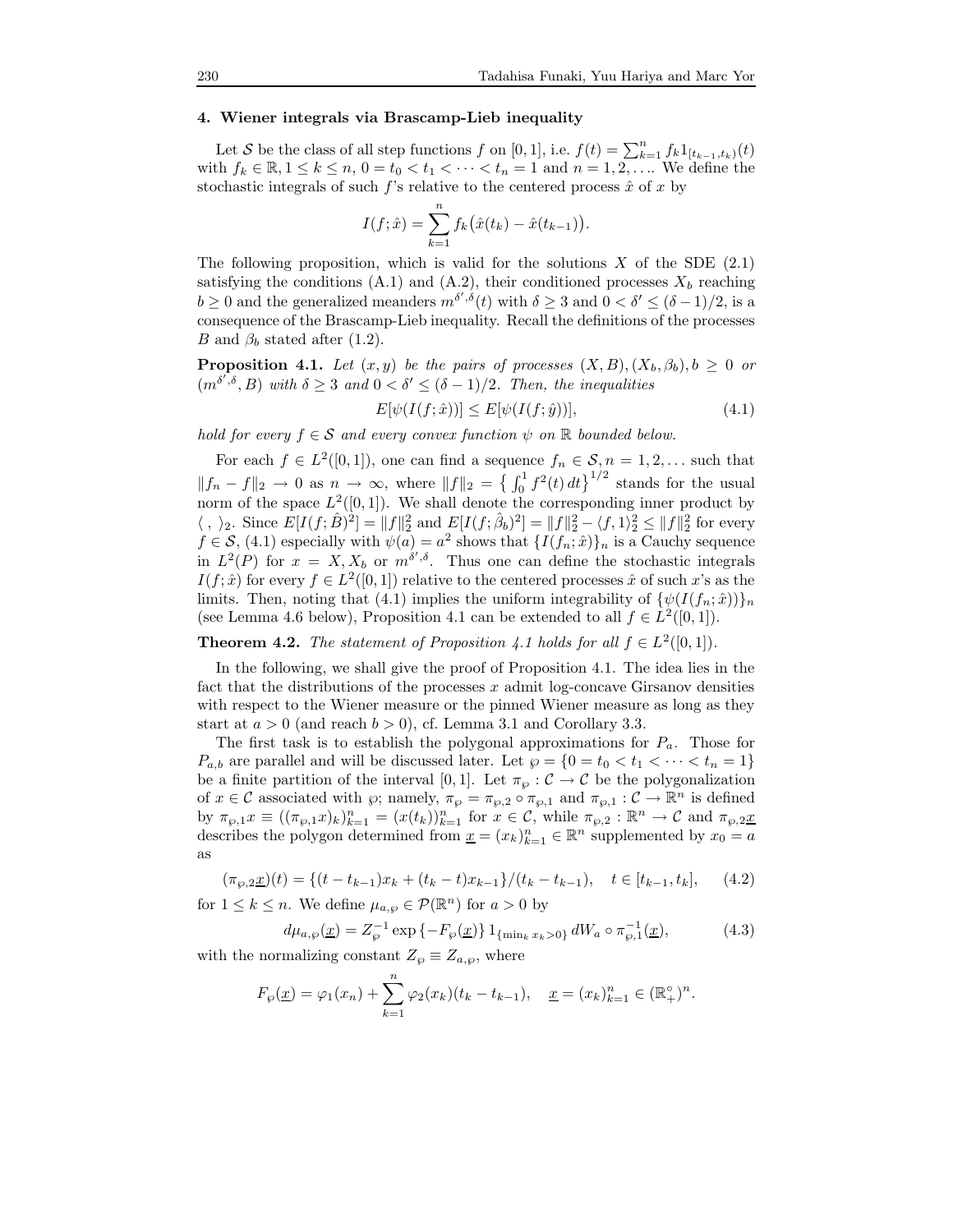## 4. Wiener integrals via Brascamp-Lieb inequality

Let $\mathcal{S}$ be the class of all step functions $f$ on $[0,1]$, i.e. $f(t) = \sum_{k=1}^n f_k 1_{[t_{k-1},t_k)}(t)$ with $f_k \in \mathbb{R}, 1 \le k \le n$, $0 = t_0 < t_1 < \cdots < t_n = 1$ and $n = 1, 2, \ldots$. We define the stochastic integrals of such $f$'s relative to the centered process $\hat{x}$ of $x$ by

$$I(f;\hat{x}) = \sum_{k=1}^n f_k\big(\hat{x}(t_k) - \hat{x}(t_{k-1})\big).$$

The following proposition, which is valid for the solutions $X$ of the SDE (2.1) satisfying the conditions (A.1) and (A.2), their conditioned processes $X_b$ reaching $b \ge 0$ and the generalized meanders $m^{\delta',\delta}(t)$ with $\delta \ge 3$ and $0 < \delta' \le (\delta-1)/2$, is a consequence of the Brascamp-Lieb inequality. Recall the definitions of the processes $B$ and $\beta_b$ stated after (1.2).

**Proposition 4.1.** *Let $(x, y)$ be the pairs of processes $(X, B), (X_b, \beta_b), b \ge 0$ or $(m^{\delta',\delta}, B)$ with $\delta \ge 3$ and $0 < \delta' \le (\delta-1)/2$. Then, the inequalities*

$$E[\psi(I(f;\hat{x}))] \le E[\psi(I(f;\hat{y}))], \tag{4.1}$$

*hold for every $f \in \mathcal{S}$ and every convex function $\psi$ on $\mathbb{R}$ bounded below.*

For each $f \in L^2([0,1])$, one can find a sequence $f_n \in \mathcal{S}, n = 1, 2, \ldots$ such that $\|f_n - f\|_2 \to 0$ as $n \to \infty$, where $\|f\|_2 = \big\{\int_0^1 f^2(t)\,dt\big\}^{1/2}$ stands for the usual norm of the space $L^2([0,1])$. We shall denote the corresponding inner product by $\langle\ ,\ \rangle_2$. Since $E[I(f;\hat{B})^2] = \|f\|_2^2$ and $E[I(f;\hat{\beta}_b)^2] = \|f\|_2^2 - \langle f, 1\rangle_2^2 \le \|f\|_2^2$ for every $f \in \mathcal{S}$, (4.1) especially with $\psi(a) = a^2$ shows that $\{I(f_n;\hat{x})\}_n$ is a Cauchy sequence in $L^2(P)$ for $x = X, X_b$ or $m^{\delta',\delta}$. Thus one can define the stochastic integrals $I(f;\hat{x})$ for every $f \in L^2([0,1])$ relative to the centered processes $\hat{x}$ of such $x$'s as the limits. Then, noting that (4.1) implies the uniform integrability of $\{\psi(I(f_n;\hat{x}))\}_n$ (see Lemma 4.6 below), Proposition 4.1 can be extended to all $f \in L^2([0,1])$.

**Theorem 4.2.** *The statement of Proposition 4.1 holds for all $f \in L^2([0,1])$.*

In the following, we shall give the proof of Proposition 4.1. The idea lies in the fact that the distributions of the processes $x$ admit log-concave Girsanov densities with respect to the Wiener measure or the pinned Wiener measure as long as they start at $a > 0$ (and reach $b > 0$), cf. Lemma 3.1 and Corollary 3.3.

The first task is to establish the polygonal approximations for $P_a$. Those for $P_{a,b}$ are parallel and will be discussed later. Let $\wp = \{0 = t_0 < t_1 < \cdots < t_n = 1\}$ be a finite partition of the interval $[0,1]$. Let $\pi_\wp : \mathcal{C} \to \mathcal{C}$ be the polygonalization of $x \in \mathcal{C}$ associated with $\wp$; namely, $\pi_\wp = \pi_{\wp,2} \circ \pi_{\wp,1}$ and $\pi_{\wp,1} : \mathcal{C} \to \mathbb{R}^n$ is defined by $\pi_{\wp,1}x \equiv ((\pi_{\wp,1}x)_k)_{k=1}^n = (x(t_k))_{k=1}^n$ for $x \in \mathcal{C}$, while $\pi_{\wp,2} : \mathbb{R}^n \to \mathcal{C}$ and $\pi_{\wp,2}\underline{x}$ describes the polygon determined from $\underline{x} = (x_k)_{k=1}^n \in \mathbb{R}^n$ supplemented by $x_0 = a$ as

$$(\pi_{\wp,2}\underline{x})(t) = \{(t - t_{k-1})x_k + (t_k - t)x_{k-1}\}/(t_k - t_{k-1}), \quad t \in [t_{k-1}, t_k], \tag{4.2}$$

for $1 \le k \le n$. We define $\mu_{a,\wp} \in \mathcal{P}(\mathbb{R}^n)$ for $a > 0$ by

$$d\mu_{a,\wp}(\underline{x}) = Z_\wp^{-1} \exp\{-F_\wp(\underline{x})\}\, 1_{\{\min_k x_k > 0\}}\, dW_a \circ \pi_{\wp,1}^{-1}(\underline{x}), \tag{4.3}$$

with the normalizing constant $Z_\wp \equiv Z_{a,\wp}$, where

$$F_\wp(\underline{x}) = \varphi_1(x_n) + \sum_{k=1}^n \varphi_2(x_k)(t_k - t_{k-1}), \quad \underline{x} = (x_k)_{k=1}^n \in (\mathbb{R}_+^\circ)^n.$$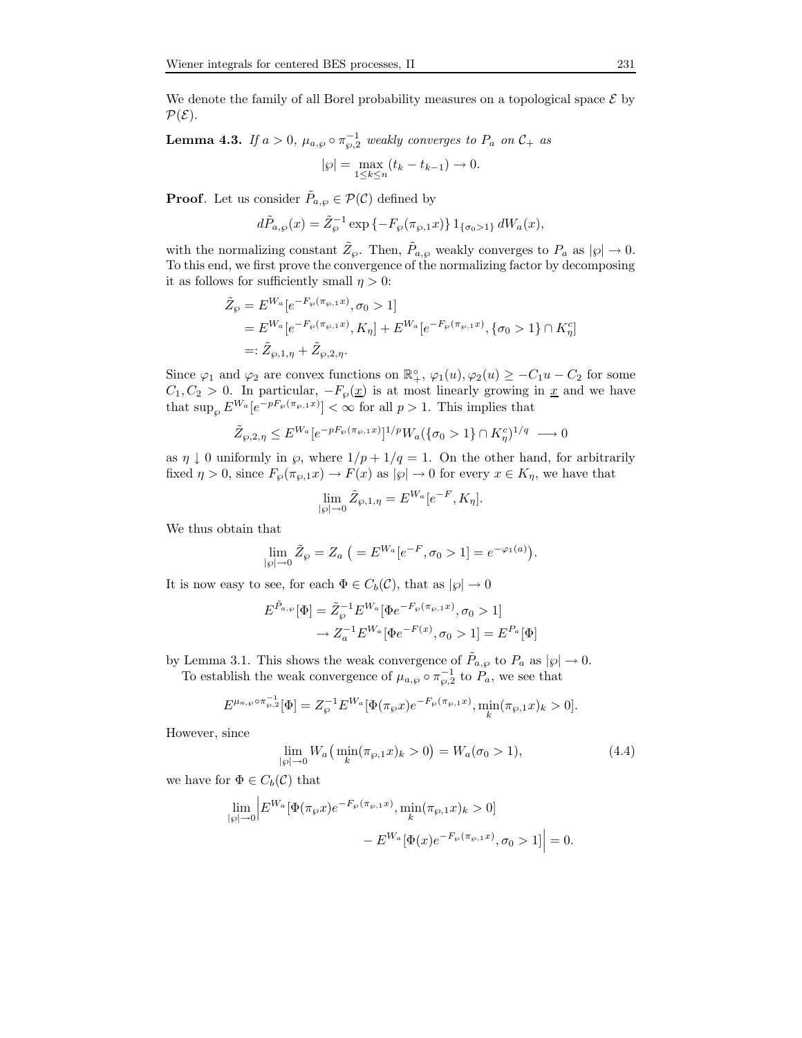We denote the family of all Borel probability measures on a topological space $\mathcal{E}$ by $\mathcal{P}(\mathcal{E})$.

**Lemma 4.3.** *If $a > 0$, $\mu_{a,\wp} \circ \pi_{\wp,2}^{-1}$ weakly converges to $P_a$ on $\mathcal{C}_+$ as*

$$|\wp| = \max_{1 \le k \le n} (t_k - t_{k-1}) \to 0.$$

**Proof**. Let us consider $\tilde{P}_{a,\wp} \in \mathcal{P}(\mathcal{C})$ defined by

$$d\tilde{P}_{a,\wp}(x) = \tilde{Z}_\wp^{-1} \exp\{-F_\wp(\pi_{\wp,1}x)\} 1_{\{\sigma_0 > 1\}} \, dW_a(x),$$

with the normalizing constant $\tilde{Z}_\wp$. Then, $\tilde{P}_{a,\wp}$ weakly converges to $P_a$ as $|\wp| \to 0$. To this end, we first prove the convergence of the normalizing factor by decomposing it as follows for sufficiently small $\eta > 0$:

$$\begin{aligned}
\tilde{Z}_\wp &= E^{W_a}[e^{-F_\wp(\pi_{\wp,1}x)}, \sigma_0 > 1] \\
&= E^{W_a}[e^{-F_\wp(\pi_{\wp,1}x)}, K_\eta] + E^{W_a}[e^{-F_\wp(\pi_{\wp,1}x)}, \{\sigma_0 > 1\} \cap K_\eta^c] \\
&=: \tilde{Z}_{\wp,1,\eta} + \tilde{Z}_{\wp,2,\eta}.
\end{aligned}$$

Since $\varphi_1$ and $\varphi_2$ are convex functions on $\mathbb{R}_+^\circ$, $\varphi_1(u), \varphi_2(u) \ge -C_1 u - C_2$ for some $C_1, C_2 > 0$. In particular, $-F_\wp(\underline{x})$ is at most linearly growing in $\underline{x}$ and we have that $\sup_\wp E^{W_a}[e^{-pF_\wp(\pi_{\wp,1}x)}] < \infty$ for all $p > 1$. This implies that

$$\tilde{Z}_{\wp,2,\eta} \le E^{W_a}[e^{-pF_\wp(\pi_{\wp,1}x)}]^{1/p} W_a(\{\sigma_0 > 1\} \cap K_\eta^c)^{1/q} \longrightarrow 0$$

as $\eta \downarrow 0$ uniformly in $\wp$, where $1/p + 1/q = 1$. On the other hand, for arbitrarily fixed $\eta > 0$, since $F_\wp(\pi_{\wp,1}x) \to F(x)$ as $|\wp| \to 0$ for every $x \in K_\eta$, we have that

$$\lim_{|\wp| \to 0} \tilde{Z}_{\wp,1,\eta} = E^{W_a}[e^{-F}, K_\eta].$$

We thus obtain that

$$\lim_{|\wp| \to 0} \tilde{Z}_\wp = Z_a \; \big( = E^{W_a}[e^{-F}, \sigma_0 > 1] = e^{-\varphi_1(a)} \big).$$

It is now easy to see, for each $\Phi \in C_b(\mathcal{C})$, that as $|\wp| \to 0$

$$\begin{aligned}
E^{\tilde{P}_{a,\wp}}[\Phi] &= \tilde{Z}_\wp^{-1} E^{W_a}[\Phi e^{-F_\wp(\pi_{\wp,1}x)}, \sigma_0 > 1] \\
&\to Z_a^{-1} E^{W_a}[\Phi e^{-F(x)}, \sigma_0 > 1] = E^{P_a}[\Phi]
\end{aligned}$$

by Lemma 3.1. This shows the weak convergence of $\tilde{P}_{a,\wp}$ to $P_a$ as $|\wp| \to 0$.

To establish the weak convergence of $\mu_{a,\wp} \circ \pi_{\wp,2}^{-1}$ to $P_a$, we see that

$$E^{\mu_{a,\wp} \circ \pi_{\wp,2}^{-1}}[\Phi] = Z_\wp^{-1} E^{W_a}[\Phi(\pi_\wp x) e^{-F_\wp(\pi_{\wp,1}x)}, \min_k (\pi_{\wp,1}x)_k > 0].$$

However, since

$$\lim_{|\wp| \to 0} W_a\big(\min_k (\pi_{\wp,1}x)_k > 0\big) = W_a(\sigma_0 > 1), \tag{4.4}$$

we have for $\Phi \in C_b(\mathcal{C})$ that

$$\begin{aligned}
\lim_{|\wp| \to 0} \Big| E^{W_a}[\Phi(\pi_\wp x) e^{-F_\wp(\pi_{\wp,1}x)}, \min_k (\pi_{\wp,1}x)_k > 0] \\
- E^{W_a}[\Phi(x) e^{-F_\wp(\pi_{\wp,1}x)}, \sigma_0 > 1] \Big| = 0.
\end{aligned}$$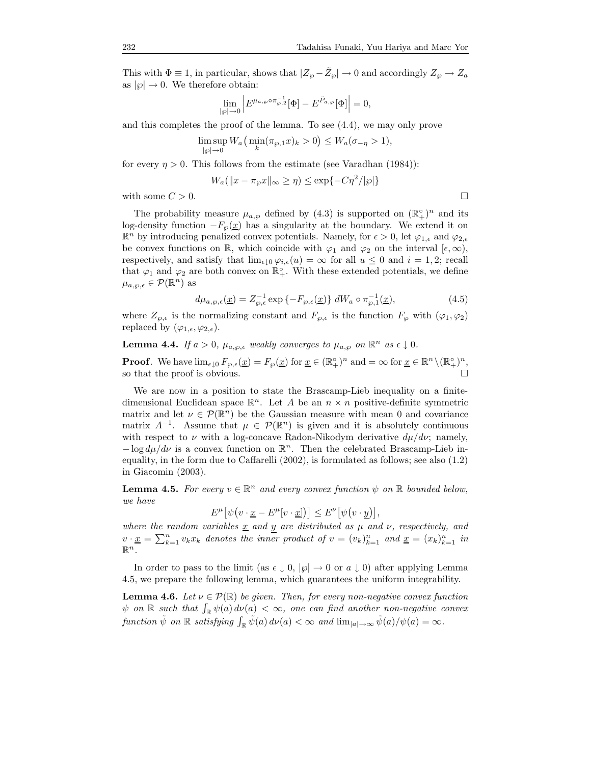This with $\Phi \equiv 1$, in particular, shows that $|Z_\wp - \tilde{Z}_\wp| \to 0$ and accordingly $Z_\wp \to Z_a$ as $|\wp| \to 0$. We therefore obtain:

$$\lim_{|\wp|\to 0} \left| E^{\mu_{a,\wp}\circ\pi_{\wp,2}^{-1}}[\Phi] - E^{\tilde{P}_{a,\wp}}[\Phi] \right| = 0,$$

and this completes the proof of the lemma. To see (4.4), we may only prove

$$\limsup_{|\wp|\to 0} W_a\big(\min_k (\pi_{\wp,1}x)_k > 0\big) \le W_a(\sigma_{-\eta} > 1),$$

for every $\eta > 0$. This follows from the estimate (see Varadhan (1984)):

$$W_a(\|x - \pi_\wp x\|_\infty \ge \eta) \le \exp\{-C\eta^2/|\wp|\}$$

with some $C > 0$. □

The probability measure $\mu_{a,\wp}$ defined by (4.3) is supported on $(\mathbb{R}_+^\circ)^n$ and its log-density function $-F_\wp(\underline{x})$ has a singularity at the boundary. We extend it on $\mathbb{R}^n$ by introducing penalized convex potentials. Namely, for $\epsilon > 0$, let $\varphi_{1,\epsilon}$ and $\varphi_{2,\epsilon}$ be convex functions on $\mathbb{R}$, which coincide with $\varphi_1$ and $\varphi_2$ on the interval $[\epsilon, \infty)$, respectively, and satisfy that $\lim_{\epsilon\downarrow 0} \varphi_{i,\epsilon}(u) = \infty$ for all $u \le 0$ and $i = 1, 2$; recall that $\varphi_1$ and $\varphi_2$ are both convex on $\mathbb{R}_+^\circ$. With these extended potentials, we define $\mu_{a,\wp,\epsilon} \in \mathcal{P}(\mathbb{R}^n)$ as

$$d\mu_{a,\wp,\epsilon}(\underline{x}) = Z_{\wp,\epsilon}^{-1} \exp\{-F_{\wp,\epsilon}(\underline{x})\}\, dW_a \circ \pi_{\wp,1}^{-1}(\underline{x}), \tag{4.5}$$

where $Z_{\wp,\epsilon}$ is the normalizing constant and $F_{\wp,\epsilon}$ is the function $F_\wp$ with $(\varphi_1, \varphi_2)$ replaced by $(\varphi_{1,\epsilon}, \varphi_{2,\epsilon})$.

**Lemma 4.4.** *If $a > 0$, $\mu_{a,\wp,\epsilon}$ weakly converges to $\mu_{a,\wp}$ on $\mathbb{R}^n$ as $\epsilon \downarrow 0$.*

**Proof**. We have $\lim_{\epsilon\downarrow 0} F_{\wp,\epsilon}(\underline{x}) = F_\wp(\underline{x})$ for $\underline{x} \in (\mathbb{R}_+^\circ)^n$ and $= \infty$ for $\underline{x} \in \mathbb{R}^n \setminus (\mathbb{R}_+^\circ)^n$, so that the proof is obvious. □

We are now in a position to state the Brascamp-Lieb inequality on a finite-dimensional Euclidean space $\mathbb{R}^n$. Let $A$ be an $n \times n$ positive-definite symmetric matrix and let $\nu \in \mathcal{P}(\mathbb{R}^n)$ be the Gaussian measure with mean 0 and covariance matrix $A^{-1}$. Assume that $\mu \in \mathcal{P}(\mathbb{R}^n)$ is given and it is absolutely continuous with respect to $\nu$ with a log-concave Radon-Nikodym derivative $d\mu/d\nu$; namely, $-\log d\mu/d\nu$ is a convex function on $\mathbb{R}^n$. Then the celebrated Brascamp-Lieb inequality, in the form due to Caffarelli (2002), is formulated as follows; see also (1.2) in Giacomin (2003).

**Lemma 4.5.** *For every $v \in \mathbb{R}^n$ and every convex function $\psi$ on $\mathbb{R}$ bounded below, we have*

$$E^\mu\big[\psi\big(v \cdot \underline{x} - E^\mu[v \cdot \underline{x}]\big)\big] \le E^\nu\big[\psi\big(v \cdot \underline{y}\big)\big],$$

*where the random variables $\underline{x}$ and $\underline{y}$ are distributed as $\mu$ and $\nu$, respectively, and $v \cdot \underline{x} = \sum_{k=1}^n v_k x_k$ denotes the inner product of $v = (v_k)_{k=1}^n$ and $\underline{x} = (x_k)_{k=1}^n$ in $\mathbb{R}^n$.*

In order to pass to the limit (as $\epsilon \downarrow 0$, $|\wp| \to 0$ or $a \downarrow 0$) after applying Lemma 4.5, we prepare the following lemma, which guarantees the uniform integrability.

**Lemma 4.6.** *Let $\nu \in \mathcal{P}(\mathbb{R})$ be given. Then, for every non-negative convex function $\psi$ on $\mathbb{R}$ such that $\int_\mathbb{R} \psi(a)\, d\nu(a) < \infty$, one can find another non-negative convex function $\tilde{\psi}$ on $\mathbb{R}$ satisfying $\int_\mathbb{R} \tilde{\psi}(a)\, d\nu(a) < \infty$ and $\lim_{|a|\to\infty} \tilde{\psi}(a)/\psi(a) = \infty$.*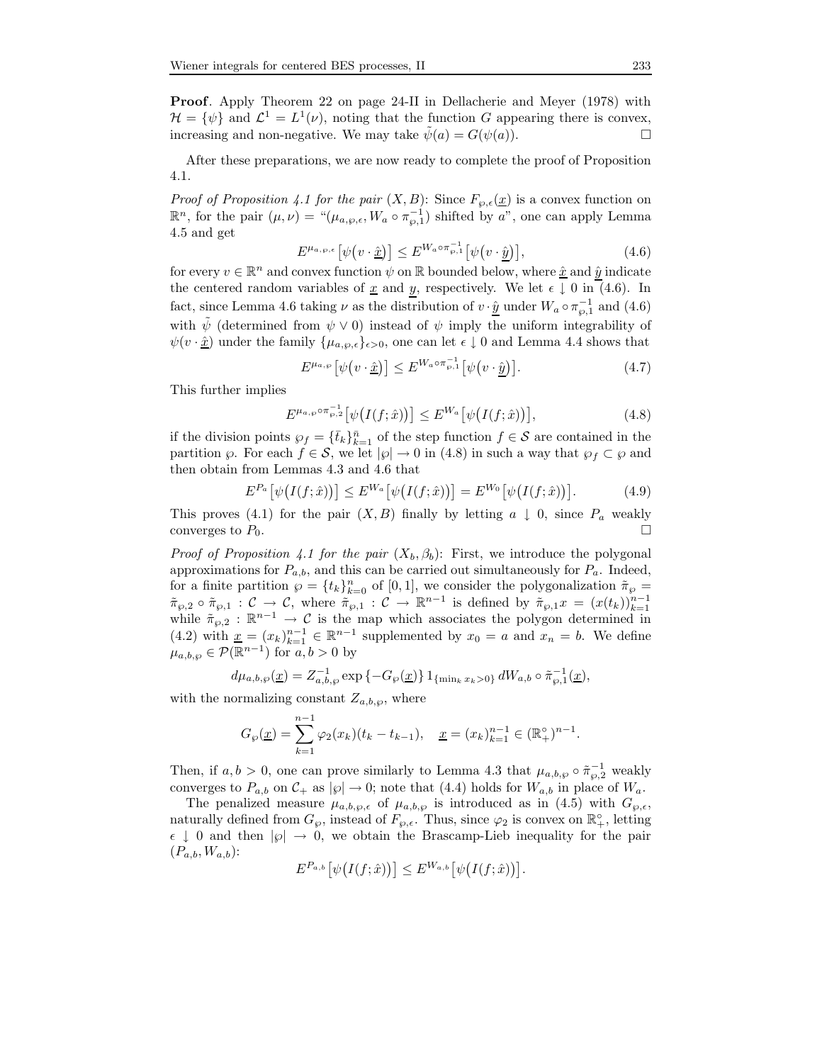**Proof**. Apply Theorem 22 on page 24-II in Dellacherie and Meyer (1978) with $\mathcal{H} = \{\psi\}$ and $\mathcal{L}^1 = L^1(\nu)$, noting that the function $G$ appearing there is convex, increasing and non-negative. We may take $\tilde{\psi}(a) = G(\psi(a))$. $\square$

After these preparations, we are now ready to complete the proof of Proposition 4.1.

*Proof of Proposition 4.1 for the pair* $(X, B)$: Since $F_{\wp,\epsilon}(\underline{x})$ is a convex function on $\mathbb{R}^n$, for the pair $(\mu, \nu) =$ "$(\mu_{a,\wp,\epsilon}, W_a \circ \pi_{\wp,1}^{-1})$ shifted by $a$", one can apply Lemma 4.5 and get

$$E^{\mu_{a,\wp,\epsilon}}\big[\psi\big(v \cdot \hat{\underline{x}}\big)\big] \le E^{W_a \circ \pi_{\wp,1}^{-1}}\big[\psi\big(v \cdot \hat{\underline{y}}\big)\big], \tag{4.6}$$

for every $v \in \mathbb{R}^n$ and convex function $\psi$ on $\mathbb{R}$ bounded below, where $\hat{\underline{x}}$ and $\hat{\underline{y}}$ indicate the centered random variables of $\underline{x}$ and $\underline{y}$, respectively. We let $\epsilon \downarrow 0$ in (4.6). In fact, since Lemma 4.6 taking $\nu$ as the distribution of $v \cdot \hat{\underline{y}}$ under $W_a \circ \pi_{\wp,1}^{-1}$ and (4.6) with $\tilde{\psi}$ (determined from $\psi \vee 0$) instead of $\psi$ imply the uniform integrability of $\psi(v \cdot \hat{\underline{x}})$ under the family $\{\mu_{a,\wp,\epsilon}\}_{\epsilon>0}$, one can let $\epsilon \downarrow 0$ and Lemma 4.4 shows that

$$E^{\mu_{a,\wp}}\big[\psi\big(v \cdot \hat{\underline{x}}\big)\big] \le E^{W_a \circ \pi_{\wp,1}^{-1}}\big[\psi\big(v \cdot \hat{\underline{y}}\big)\big]. \tag{4.7}$$

This further implies

$$E^{\mu_{a,\wp} \circ \pi_{\wp,2}^{-1}}\big[\psi\big(I(f; \hat{x})\big)\big] \le E^{W_a}\big[\psi\big(I(f; \hat{x})\big)\big], \tag{4.8}$$

if the division points $\wp_f = \{\bar{t}_k\}_{k=1}^{\bar{n}}$ of the step function $f \in \mathcal{S}$ are contained in the partition $\wp$. For each $f \in \mathcal{S}$, we let $|\wp| \to 0$ in (4.8) in such a way that $\wp_f \subset \wp$ and then obtain from Lemmas 4.3 and 4.6 that

$$E^{P_a}\big[\psi\big(I(f; \hat{x})\big)\big] \le E^{W_a}\big[\psi\big(I(f; \hat{x})\big)\big] = E^{W_0}\big[\psi\big(I(f; \hat{x})\big)\big]. \tag{4.9}$$

This proves (4.1) for the pair $(X, B)$ finally by letting $a \downarrow 0$, since $P_a$ weakly converges to $P_0$. $\square$

*Proof of Proposition 4.1 for the pair* $(X_b, \beta_b)$: First, we introduce the polygonal approximations for $P_{a,b}$, and this can be carried out simultaneously for $P_a$. Indeed, for a finite partition $\wp = \{t_k\}_{k=0}^n$ of $[0, 1]$, we consider the polygonalization $\tilde{\pi}_\wp = \tilde{\pi}_{\wp,2} \circ \tilde{\pi}_{\wp,1} : \mathcal{C} \to \mathcal{C}$, where $\tilde{\pi}_{\wp,1} : \mathcal{C} \to \mathbb{R}^{n-1}$ is defined by $\tilde{\pi}_{\wp,1} x = (x(t_k))_{k=1}^{n-1}$ while $\tilde{\pi}_{\wp,2} : \mathbb{R}^{n-1} \to \mathcal{C}$ is the map which associates the polygon determined in (4.2) with $\underline{x} = (x_k)_{k=1}^{n-1} \in \mathbb{R}^{n-1}$ supplemented by $x_0 = a$ and $x_n = b$. We define $\mu_{a,b,\wp} \in \mathcal{P}(\mathbb{R}^{n-1})$ for $a, b > 0$ by

$$d\mu_{a,b,\wp}(\underline{x}) = Z_{a,b,\wp}^{-1} \exp\{-G_\wp(\underline{x})\} 1_{\{\min_k x_k > 0\}} \, dW_{a,b} \circ \tilde{\pi}_{\wp,1}^{-1}(\underline{x}),$$

with the normalizing constant $Z_{a,b,\wp}$, where

$$G_\wp(\underline{x}) = \sum_{k=1}^{n-1} \varphi_2(x_k)(t_k - t_{k-1}), \quad \underline{x} = (x_k)_{k=1}^{n-1} \in (\mathbb{R}_+^\circ)^{n-1}.$$

Then, if $a, b > 0$, one can prove similarly to Lemma 4.3 that $\mu_{a,b,\wp} \circ \tilde{\pi}_{\wp,2}^{-1}$ weakly converges to $P_{a,b}$ on $\mathcal{C}_+$ as $|\wp| \to 0$; note that (4.4) holds for $W_{a,b}$ in place of $W_a$.

The penalized measure $\mu_{a,b,\wp,\epsilon}$ of $\mu_{a,b,\wp}$ is introduced as in (4.5) with $G_{\wp,\epsilon}$, naturally defined from $G_\wp$, instead of $F_{\wp,\epsilon}$. Thus, since $\varphi_2$ is convex on $\mathbb{R}_+^\circ$, letting $\epsilon \downarrow 0$ and then $|\wp| \to 0$, we obtain the Brascamp-Lieb inequality for the pair $(P_{a,b}, W_{a,b})$:

$$E^{P_{a,b}}\big[\psi\big(I(f; \hat{x})\big)\big] \le E^{W_{a,b}}\big[\psi\big(I(f; \hat{x})\big)\big].$$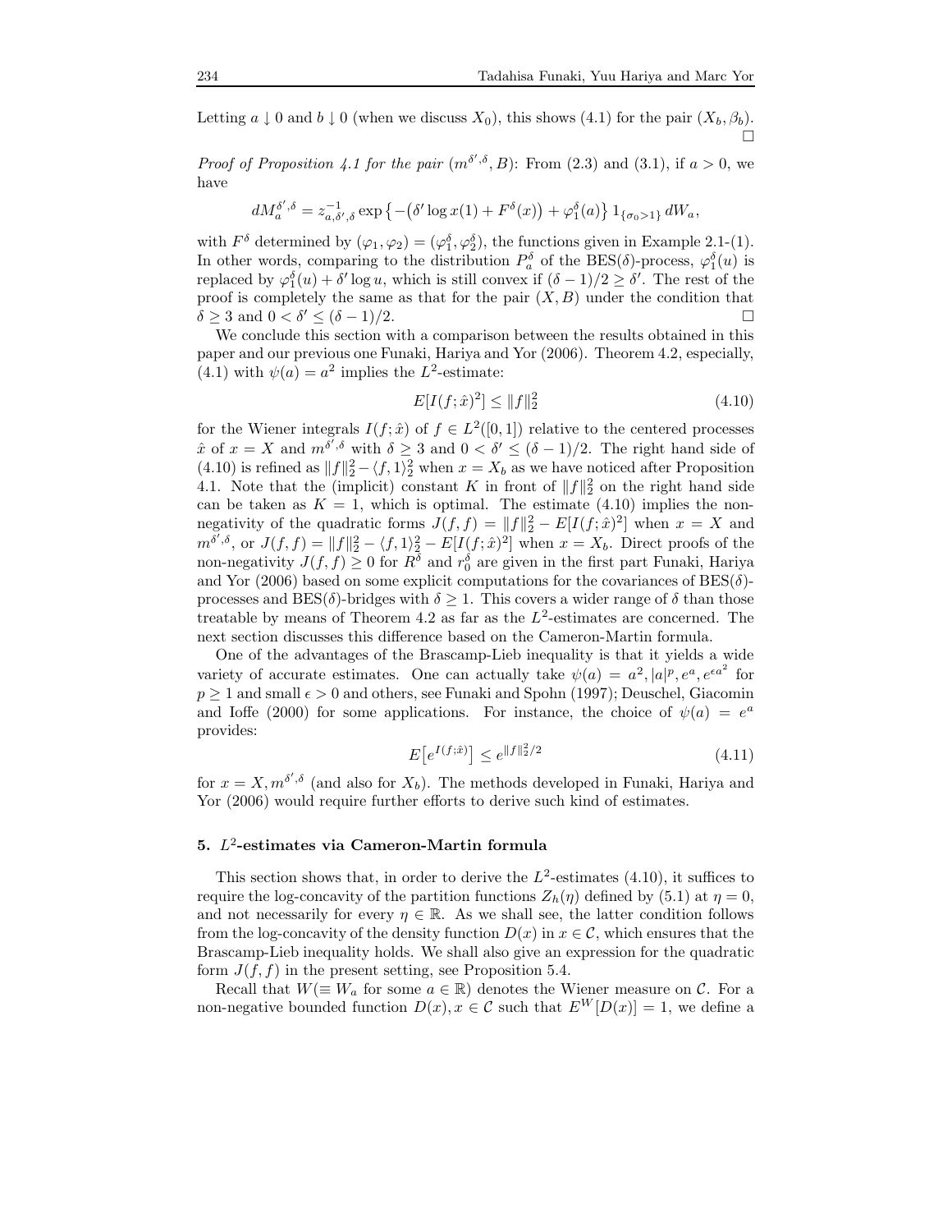Letting $a \downarrow 0$ and $b \downarrow 0$ (when we discuss $X_0$), this shows (4.1) for the pair $(X_b, \beta_b)$. $\square$

*Proof of Proposition 4.1 for the pair* $(m^{\delta',\delta}, B)$: From (2.3) and (3.1), if $a > 0$, we have

$$dM_a^{\delta',\delta} = z_{a,\delta',\delta}^{-1} \exp\left\{-\big(\delta' \log x(1) + F^\delta(x)\big) + \varphi_1^\delta(a)\right\} 1_{\{\sigma_0 > 1\}}\, dW_a,$$

with $F^\delta$ determined by $(\varphi_1, \varphi_2) = (\varphi_1^\delta, \varphi_2^\delta)$, the functions given in Example 2.1-(1). In other words, comparing to the distribution $P_a^\delta$ of the BES($\delta$)-process, $\varphi_1^\delta(u)$ is replaced by $\varphi_1^\delta(u) + \delta' \log u$, which is still convex if $(\delta - 1)/2 \geq \delta'$. The rest of the proof is completely the same as that for the pair $(X, B)$ under the condition that $\delta \geq 3$ and $0 < \delta' \leq (\delta-1)/2$. $\square$

We conclude this section with a comparison between the results obtained in this paper and our previous one Funaki, Hariya and Yor (2006). Theorem 4.2, especially, (4.1) with $\psi(a) = a^2$ implies the $L^2$-estimate:

$$E[I(f;\hat{x})^2] \leq \|f\|_2^2 \tag{4.10}$$

for the Wiener integrals $I(f;\hat{x})$ of $f \in L^2([0,1])$ relative to the centered processes $\hat{x}$ of $x = X$ and $m^{\delta',\delta}$ with $\delta \geq 3$ and $0 < \delta' \leq (\delta-1)/2$. The right hand side of (4.10) is refined as $\|f\|_2^2 - \langle f, 1\rangle_2^2$ when $x = X_b$ as we have noticed after Proposition 4.1. Note that the (implicit) constant $K$ in front of $\|f\|_2^2$ on the right hand side can be taken as $K = 1$, which is optimal. The estimate (4.10) implies the non-negativity of the quadratic forms $J(f,f) = \|f\|_2^2 - E[I(f;\hat{x})^2]$ when $x = X$ and $m^{\delta',\delta}$, or $J(f,f) = \|f\|_2^2 - \langle f, 1\rangle_2^2 - E[I(f;\hat{x})^2]$ when $x = X_b$. Direct proofs of the non-negativity $J(f,f) \geq 0$ for $R^\delta$ and $r_0^\delta$ are given in the first part Funaki, Hariya and Yor (2006) based on some explicit computations for the covariances of BES($\delta$)-processes and BES($\delta$)-bridges with $\delta \geq 1$. This covers a wider range of $\delta$ than those treatable by means of Theorem 4.2 as far as the $L^2$-estimates are concerned. The next section discusses this difference based on the Cameron-Martin formula.

One of the advantages of the Brascamp-Lieb inequality is that it yields a wide variety of accurate estimates. One can actually take $\psi(a) = a^2, |a|^p, e^a, e^{\epsilon a^2}$ for $p \geq 1$ and small $\epsilon > 0$ and others, see Funaki and Spohn (1997); Deuschel, Giacomin and Ioffe (2000) for some applications. For instance, the choice of $\psi(a) = e^a$ provides:

$$E\big[e^{I(f;\hat{x})}\big] \leq e^{\|f\|_2^2/2} \tag{4.11}$$

for $x = X, m^{\delta',\delta}$ (and also for $X_b$). The methods developed in Funaki, Hariya and Yor (2006) would require further efforts to derive such kind of estimates.

## 5. $L^2$-estimates via Cameron-Martin formula

This section shows that, in order to derive the $L^2$-estimates (4.10), it suffices to require the log-concavity of the partition functions $Z_h(\eta)$ defined by (5.1) at $\eta = 0$, and not necessarily for every $\eta \in \mathbb{R}$. As we shall see, the latter condition follows from the log-concavity of the density function $D(x)$ in $x \in \mathcal{C}$, which ensures that the Brascamp-Lieb inequality holds. We shall also give an expression for the quadratic form $J(f,f)$ in the present setting, see Proposition 5.4.

Recall that $W (\equiv W_a$ for some $a \in \mathbb{R})$ denotes the Wiener measure on $\mathcal{C}$. For a non-negative bounded function $D(x), x \in \mathcal{C}$ such that $E^W[D(x)] = 1$, we define a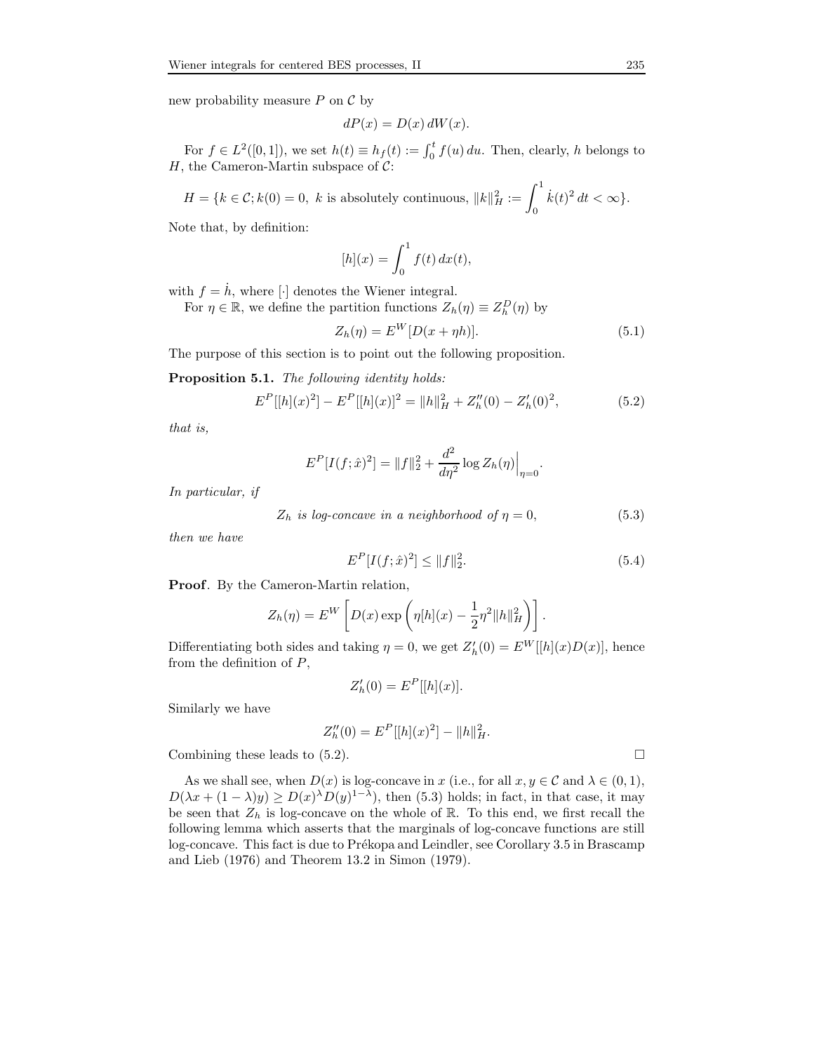new probability measure $P$ on $\mathcal{C}$ by

$$dP(x) = D(x)\, dW(x).$$

For $f \in L^2([0,1])$, we set $h(t) \equiv h_f(t) := \int_0^t f(u)\, du$. Then, clearly, $h$ belongs to $H$, the Cameron-Martin subspace of $\mathcal{C}$:

$$H = \{k \in \mathcal{C}; k(0) = 0,\ k \text{ is absolutely continuous, } \|k\|_H^2 := \int_0^1 \dot{k}(t)^2\, dt < \infty\}.$$

Note that, by definition:

$$[h](x) = \int_0^1 f(t)\, dx(t),$$

with $f = \dot{h}$, where $[\cdot]$ denotes the Wiener integral.

For $\eta \in \mathbb{R}$, we define the partition functions $Z_h(\eta) \equiv Z_h^D(\eta)$ by

$$Z_h(\eta) = E^W[D(x + \eta h)]. \tag{5.1}$$

The purpose of this section is to point out the following proposition.

**Proposition 5.1.** *The following identity holds:*

$$E^P[[h](x)^2] - E^P[[h](x)]^2 = \|h\|_H^2 + Z_h''(0) - Z_h'(0)^2, \tag{5.2}$$

*that is,*

$$E^P[I(f;\hat{x})^2] = \|f\|_2^2 + \frac{d^2}{d\eta^2} \log Z_h(\eta)\Big|_{\eta=0}.$$

*In particular, if*

$$Z_h \text{ is log-concave in a neighborhood of } \eta = 0, \tag{5.3}$$

*then we have*

$$E^P[I(f;\hat{x})^2] \le \|f\|_2^2. \tag{5.4}$$

**Proof**. By the Cameron-Martin relation,

$$Z_h(\eta) = E^W\left[D(x) \exp\left(\eta[h](x) - \frac{1}{2}\eta^2 \|h\|_H^2\right)\right].$$

Differentiating both sides and taking $\eta = 0$, we get $Z_h'(0) = E^W[[h](x) D(x)]$, hence from the definition of $P$,

$$Z_h'(0) = E^P[[h](x)].$$

Similarly we have

$$Z_h''(0) = E^P[[h](x)^2] - \|h\|_H^2.$$

Combining these leads to (5.2). □

As we shall see, when $D(x)$ is log-concave in $x$ (i.e., for all $x, y \in \mathcal{C}$ and $\lambda \in (0,1)$, $D(\lambda x + (1-\lambda)y) \ge D(x)^\lambda D(y)^{1-\lambda}$), then (5.3) holds; in fact, in that case, it may be seen that $Z_h$ is log-concave on the whole of $\mathbb{R}$. To this end, we first recall the following lemma which asserts that the marginals of log-concave functions are still log-concave. This fact is due to Prékopa and Leindler, see Corollary 3.5 in Brascamp and Lieb (1976) and Theorem 13.2 in Simon (1979).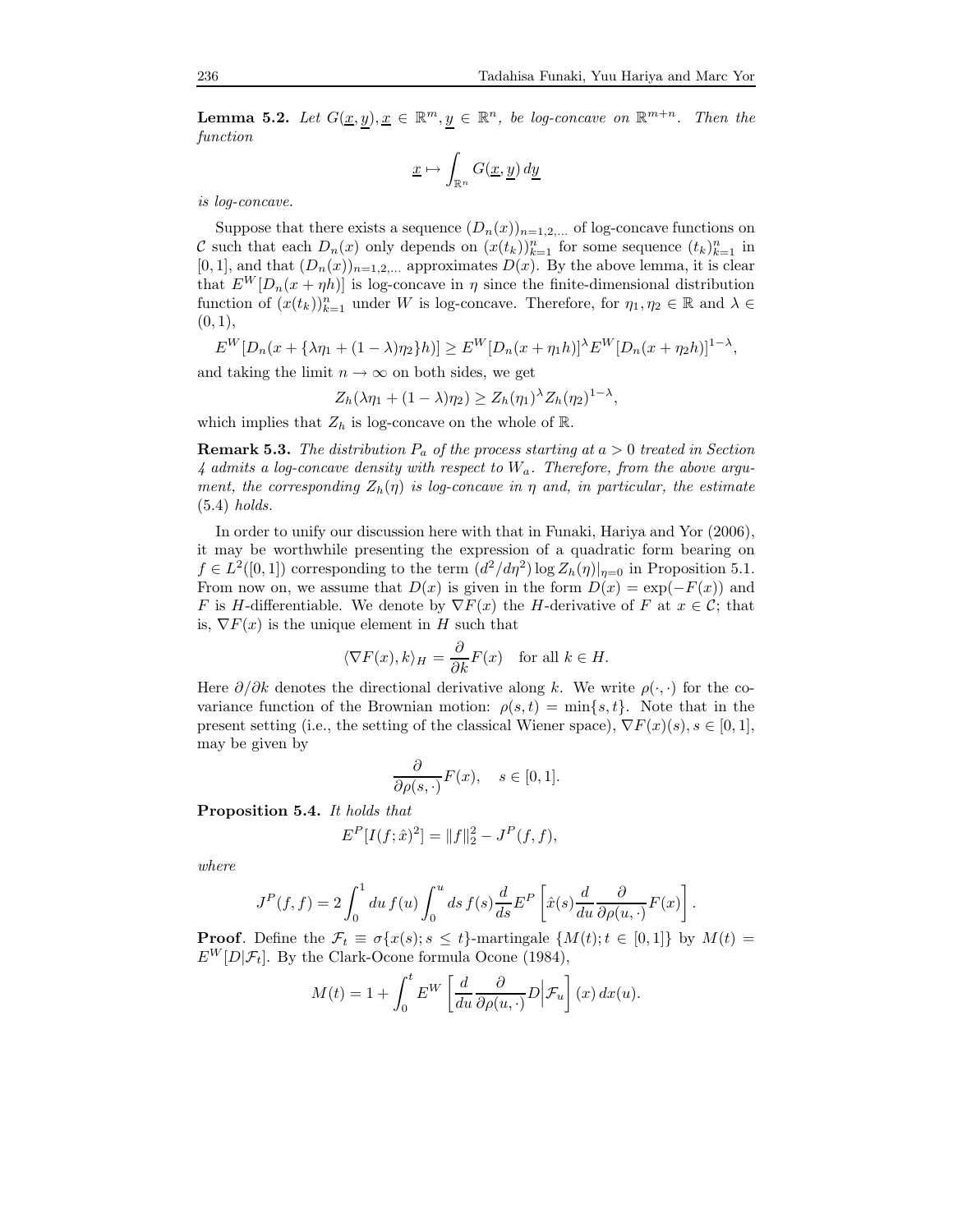**Lemma 5.2.** *Let $G(\underline{x},\underline{y}), \underline{x} \in \mathbb{R}^m, \underline{y} \in \mathbb{R}^n$, be log-concave on $\mathbb{R}^{m+n}$. Then the function*

$$\underline{x} \mapsto \int_{\mathbb{R}^n} G(\underline{x},\underline{y})\, d\underline{y}$$

*is log-concave.*

Suppose that there exists a sequence $(D_n(x))_{n=1,2,\dots}$ of log-concave functions on $\mathcal{C}$ such that each $D_n(x)$ only depends on $(x(t_k))_{k=1}^n$ for some sequence $(t_k)_{k=1}^n$ in $[0,1]$, and that $(D_n(x))_{n=1,2,\dots}$ approximates $D(x)$. By the above lemma, it is clear that $E^W[D_n(x+\eta h)]$ is log-concave in $\eta$ since the finite-dimensional distribution function of $(x(t_k))_{k=1}^n$ under $W$ is log-concave. Therefore, for $\eta_1, \eta_2 \in \mathbb{R}$ and $\lambda \in (0,1)$,

$$E^W[D_n(x+\{\lambda\eta_1+(1-\lambda)\eta_2\}h)] \geq E^W[D_n(x+\eta_1 h)]^\lambda E^W[D_n(x+\eta_2 h)]^{1-\lambda},$$

and taking the limit $n \to \infty$ on both sides, we get

$$Z_h(\lambda\eta_1+(1-\lambda)\eta_2) \geq Z_h(\eta_1)^\lambda Z_h(\eta_2)^{1-\lambda},$$

which implies that $Z_h$ is log-concave on the whole of $\mathbb{R}$.

**Remark 5.3.** *The distribution $P_a$ of the process starting at $a>0$ treated in Section 4 admits a log-concave density with respect to $W_a$. Therefore, from the above argument, the corresponding $Z_h(\eta)$ is log-concave in $\eta$ and, in particular, the estimate (5.4) holds.*

In order to unify our discussion here with that in Funaki, Hariya and Yor (2006), it may be worthwhile presenting the expression of a quadratic form bearing on $f \in L^2([0,1])$ corresponding to the term $(d^2/d\eta^2)\log Z_h(\eta)|_{\eta=0}$ in Proposition 5.1. From now on, we assume that $D(x)$ is given in the form $D(x) = \exp(-F(x))$ and $F$ is $H$-differentiable. We denote by $\nabla F(x)$ the $H$-derivative of $F$ at $x \in \mathcal{C}$; that is, $\nabla F(x)$ is the unique element in $H$ such that

$$\langle \nabla F(x), k\rangle_H = \frac{\partial}{\partial k}F(x) \quad \text{for all } k \in H.$$

Here $\partial/\partial k$ denotes the directional derivative along $k$. We write $\rho(\cdot,\cdot)$ for the covariance function of the Brownian motion: $\rho(s,t) = \min\{s,t\}$. Note that in the present setting (i.e., the setting of the classical Wiener space), $\nabla F(x)(s), s \in [0,1]$, may be given by

$$\frac{\partial}{\partial \rho(s,\cdot)}F(x), \quad s \in [0,1].$$

**Proposition 5.4.** *It holds that*

$$E^P[I(f;\hat{x})^2] = \|f\|_2^2 - J^P(f,f),$$

*where*

$$J^P(f,f) = 2\int_0^1 du\, f(u)\int_0^u ds\, f(s)\frac{d}{ds}E^P\left[\hat{x}(s)\frac{d}{du}\frac{\partial}{\partial\rho(u,\cdot)}F(x)\right].$$

**Proof**. Define the $\mathcal{F}_t \equiv \sigma\{x(s); s \leq t\}$-martingale $\{M(t); t \in [0,1]\}$ by $M(t) = E^W[D|\mathcal{F}_t]$. By the Clark-Ocone formula Ocone (1984),

$$M(t) = 1 + \int_0^t E^W\left[\frac{d}{du}\frac{\partial}{\partial\rho(u,\cdot)}D\Big|\mathcal{F}_u\right](x)\, dx(u).$$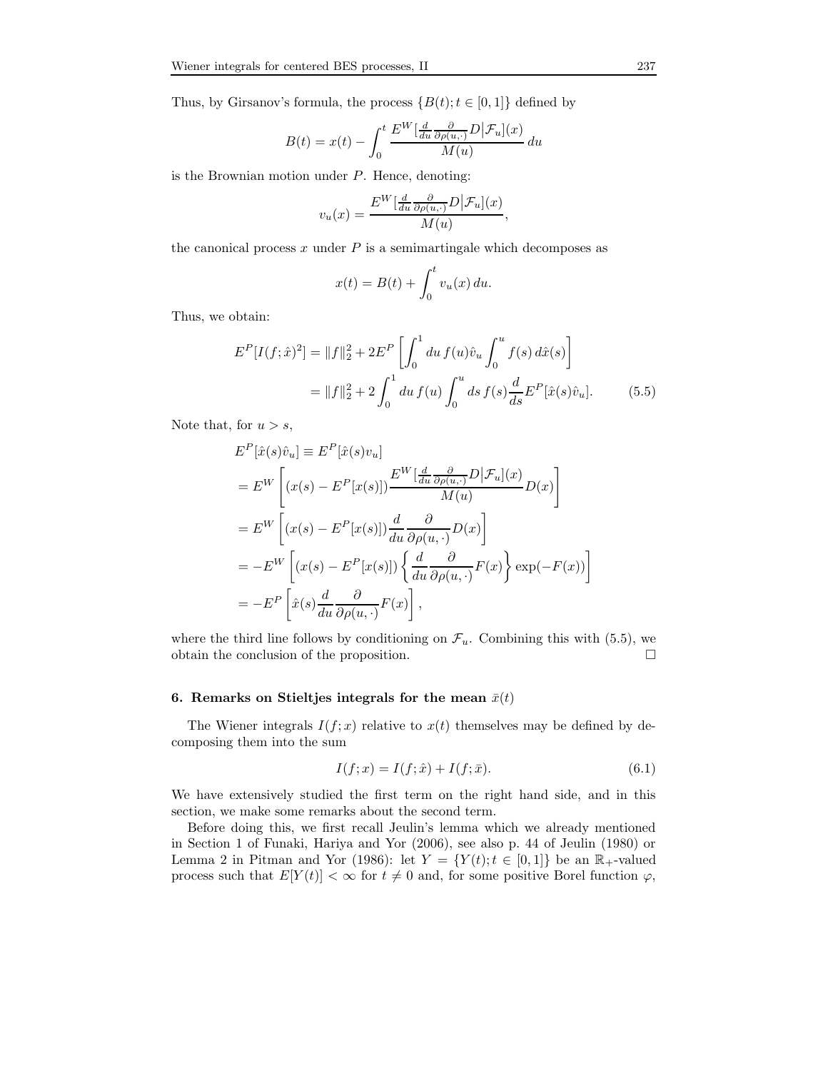Thus, by Girsanov's formula, the process $\{B(t); t \in [0,1]\}$ defined by

$$B(t) = x(t) - \int_0^t \frac{E^W[\frac{d}{du}\frac{\partial}{\partial \rho(u,\cdot)} D \big| \mathcal{F}_u](x)}{M(u)}\, du$$

is the Brownian motion under $P$. Hence, denoting:

$$v_u(x) = \frac{E^W[\frac{d}{du}\frac{\partial}{\partial \rho(u,\cdot)} D \big| \mathcal{F}_u](x)}{M(u)},$$

the canonical process $x$ under $P$ is a semimartingale which decomposes as

$$x(t) = B(t) + \int_0^t v_u(x)\, du.$$

Thus, we obtain:

$$\begin{aligned}
E^P[I(f;\hat{x})^2] &= \|f\|_2^2 + 2E^P\left[\int_0^1 du\, f(u)\hat{v}_u \int_0^u f(s)\, d\hat{x}(s)\right] \\
&= \|f\|_2^2 + 2\int_0^1 du\, f(u) \int_0^u ds\, f(s) \frac{d}{ds} E^P[\hat{x}(s)\hat{v}_u].
\end{aligned} \tag{5.5}$$

Note that, for $u > s$,

$$\begin{aligned}
E^P[\hat{x}(s)\hat{v}_u] &\equiv E^P[\hat{x}(s) v_u] \\
&= E^W\left[(x(s) - E^P[x(s)]) \frac{E^W[\frac{d}{du}\frac{\partial}{\partial \rho(u,\cdot)} D \big| \mathcal{F}_u](x)}{M(u)} D(x)\right] \\
&= E^W\left[(x(s) - E^P[x(s)]) \frac{d}{du}\frac{\partial}{\partial \rho(u,\cdot)} D(x)\right] \\
&= -E^W\left[(x(s) - E^P[x(s)]) \left\{\frac{d}{du}\frac{\partial}{\partial \rho(u,\cdot)} F(x)\right\} \exp(-F(x))\right] \\
&= -E^P\left[\hat{x}(s) \frac{d}{du}\frac{\partial}{\partial \rho(u,\cdot)} F(x)\right],
\end{aligned}$$

where the third line follows by conditioning on $\mathcal{F}_u$. Combining this with (5.5), we obtain the conclusion of the proposition. □

## 6. Remarks on Stieltjes integrals for the mean $\bar{x}(t)$

The Wiener integrals $I(f;x)$ relative to $x(t)$ themselves may be defined by decomposing them into the sum

$$I(f;x) = I(f;\hat{x}) + I(f;\bar{x}). \tag{6.1}$$

We have extensively studied the first term on the right hand side, and in this section, we make some remarks about the second term.

Before doing this, we first recall Jeulin's lemma which we already mentioned in Section 1 of Funaki, Hariya and Yor (2006), see also p. 44 of Jeulin (1980) or Lemma 2 in Pitman and Yor (1986): let $Y = \{Y(t); t \in [0,1]\}$ be an $\mathbb{R}_+$-valued process such that $E[Y(t)] < \infty$ for $t \neq 0$ and, for some positive Borel function $\varphi$,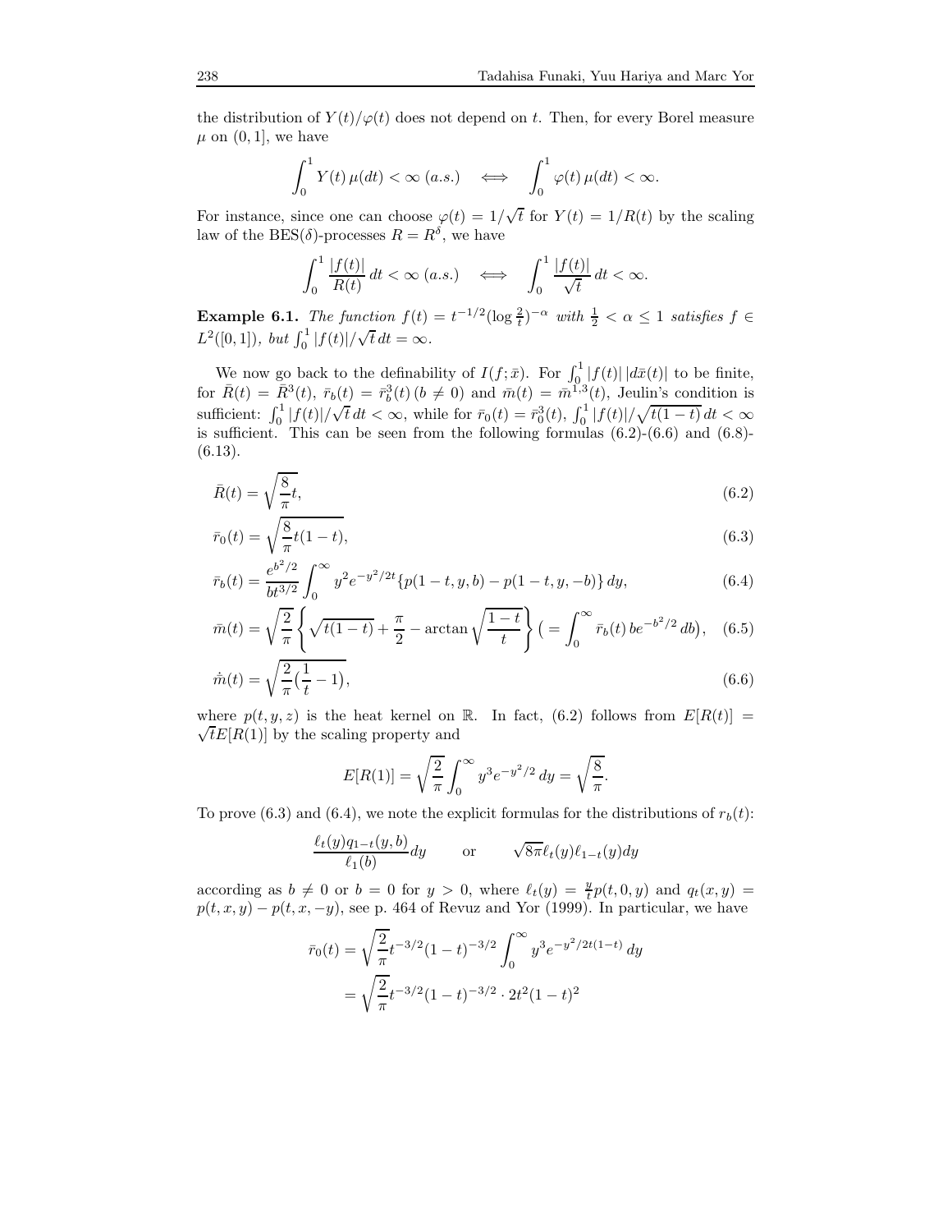the distribution of $Y(t)/\varphi(t)$ does not depend on $t$. Then, for every Borel measure $\mu$ on $(0,1]$, we have

$$\int_0^1 Y(t)\,\mu(dt) < \infty \ (a.s.) \quad \Longleftrightarrow \quad \int_0^1 \varphi(t)\,\mu(dt) < \infty.$$

For instance, since one can choose $\varphi(t) = 1/\sqrt{t}$ for $Y(t) = 1/R(t)$ by the scaling law of the BES($\delta$)-processes $R = R^\delta$, we have

$$\int_0^1 \frac{|f(t)|}{R(t)}\,dt < \infty \ (a.s.) \quad \Longleftrightarrow \quad \int_0^1 \frac{|f(t)|}{\sqrt{t}}\,dt < \infty.$$

**Example 6.1.** *The function $f(t) = t^{-1/2}(\log \frac{2}{t})^{-\alpha}$ with $\frac{1}{2} < \alpha \le 1$ satisfies $f \in L^2([0,1])$, but $\int_0^1 |f(t)|/\sqrt{t}\,dt = \infty$.*

We now go back to the definability of $I(f;\bar{x})$. For $\int_0^1 |f(t)|\,|d\bar{x}(t)|$ to be finite, for $\bar{R}(t) = \bar{R}^3(t)$, $\bar{r}_b(t) = \bar{r}_b^3(t)\,(b \neq 0)$ and $\bar{m}(t) = \bar{m}^{1,3}(t)$, Jeulin's condition is sufficient: $\int_0^1 |f(t)|/\sqrt{t}\,dt < \infty$, while for $\bar{r}_0(t) = \bar{r}_0^3(t)$, $\int_0^1 |f(t)|/\sqrt{t(1-t)}\,dt < \infty$ is sufficient. This can be seen from the following formulas (6.2)-(6.6) and (6.8)-(6.13).

$$\bar{R}(t) = \sqrt{\frac{8}{\pi}t}, \tag{6.2}$$

$$\bar{r}_0(t) = \sqrt{\frac{8}{\pi}t(1-t)}, \tag{6.3}$$

$$\bar{r}_b(t) = \frac{e^{b^2/2}}{bt^{3/2}} \int_0^\infty y^2 e^{-y^2/2t} \{p(1-t,y,b) - p(1-t,y,-b)\}\,dy, \tag{6.4}$$

$$\bar{m}(t) = \sqrt{\frac{2}{\pi}} \left\{ \sqrt{t(1-t)} + \frac{\pi}{2} - \arctan\sqrt{\frac{1-t}{t}} \right\} \Big( = \int_0^\infty \bar{r}_b(t)\, b e^{-b^2/2}\,db \Big), \tag{6.5}$$

$$\dot{\bar{m}}(t) = \sqrt{\frac{2}{\pi}\Big(\frac{1}{t} - 1\Big)}, \tag{6.6}$$

where $p(t,y,z)$ is the heat kernel on $\mathbb{R}$. In fact, (6.2) follows from $E[R(t)] = \sqrt{t}E[R(1)]$ by the scaling property and

$$E[R(1)] = \sqrt{\frac{2}{\pi}} \int_0^\infty y^3 e^{-y^2/2}\,dy = \sqrt{\frac{8}{\pi}}.$$

To prove (6.3) and (6.4), we note the explicit formulas for the distributions of $r_b(t)$:

$$\frac{\ell_t(y) q_{1-t}(y,b)}{\ell_1(b)} dy \qquad \text{or} \qquad \sqrt{8\pi}\ell_t(y)\ell_{1-t}(y)dy$$

according as $b \neq 0$ or $b = 0$ for $y > 0$, where $\ell_t(y) = \frac{y}{t}p(t,0,y)$ and $q_t(x,y) = p(t,x,y) - p(t,x,-y)$, see p. 464 of Revuz and Yor (1999). In particular, we have

$$\begin{aligned}
\bar{r}_0(t) &= \sqrt{\frac{2}{\pi}} t^{-3/2}(1-t)^{-3/2} \int_0^\infty y^3 e^{-y^2/2t(1-t)}\,dy \\
&= \sqrt{\frac{2}{\pi}} t^{-3/2}(1-t)^{-3/2} \cdot 2t^2(1-t)^2
\end{aligned}$$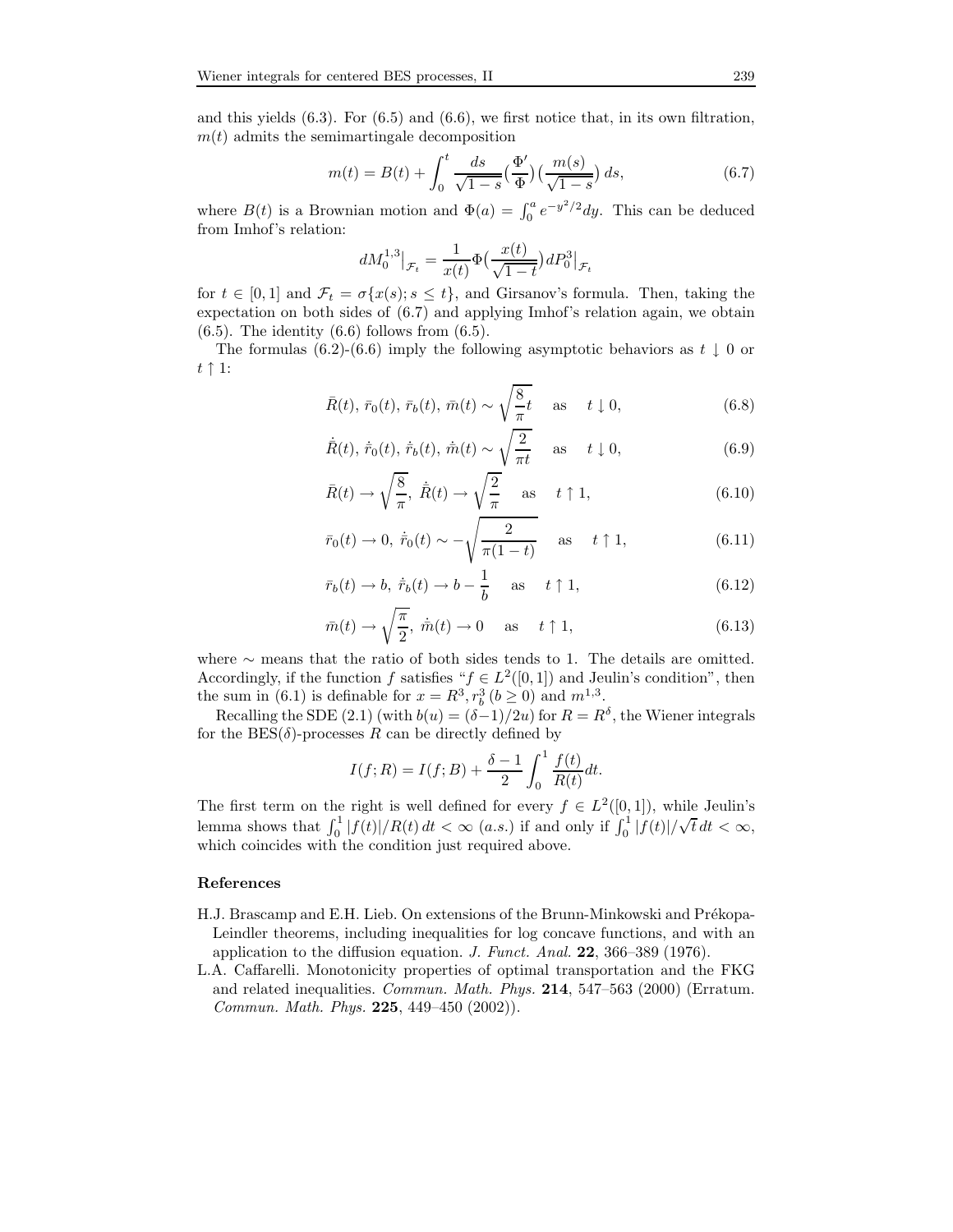and this yields (6.3). For (6.5) and (6.6), we first notice that, in its own filtration, $m(t)$ admits the semimartingale decomposition

$$m(t) = B(t) + \int_0^t \frac{ds}{\sqrt{1-s}} \Big(\frac{\Phi'}{\Phi}\Big)\Big(\frac{m(s)}{\sqrt{1-s}}\Big)\, ds, \tag{6.7}$$

where $B(t)$ is a Brownian motion and $\Phi(a) = \int_0^a e^{-y^2/2} dy$. This can be deduced from Imhof's relation:

$$dM_0^{1,3}\big|_{\mathcal{F}_t} = \frac{1}{x(t)} \Phi\Big(\frac{x(t)}{\sqrt{1-t}}\Big) dP_0^3\big|_{\mathcal{F}_t}$$

for $t \in [0,1]$ and $\mathcal{F}_t = \sigma\{x(s); s \le t\}$, and Girsanov's formula. Then, taking the expectation on both sides of (6.7) and applying Imhof's relation again, we obtain (6.5). The identity (6.6) follows from (6.5).

The formulas (6.2)-(6.6) imply the following asymptotic behaviors as $t \downarrow 0$ or $t \uparrow 1$:

$$\bar{R}(t),\, \bar{r}_0(t),\, \bar{r}_b(t),\, \bar{m}(t) \sim \sqrt{\frac{8}{\pi}t} \quad \text{as} \quad t \downarrow 0, \tag{6.8}$$

$$\dot{\bar{R}}(t),\, \dot{\bar{r}}_0(t),\, \dot{\bar{r}}_b(t),\, \dot{\bar{m}}(t) \sim \sqrt{\frac{2}{\pi t}} \quad \text{as} \quad t \downarrow 0, \tag{6.9}$$

$$\bar{R}(t) \to \sqrt{\frac{8}{\pi}},\ \dot{\bar{R}}(t) \to \sqrt{\frac{2}{\pi}} \quad \text{as} \quad t \uparrow 1, \tag{6.10}$$

$$\bar{r}_0(t) \to 0,\ \dot{\bar{r}}_0(t) \sim -\sqrt{\frac{2}{\pi(1-t)}} \quad \text{as} \quad t \uparrow 1, \tag{6.11}$$

$$\bar{r}_b(t) \to b,\ \dot{\bar{r}}_b(t) \to b - \frac{1}{b} \quad \text{as} \quad t \uparrow 1, \tag{6.12}$$

$$\bar{m}(t) \to \sqrt{\frac{\pi}{2}},\ \dot{\bar{m}}(t) \to 0 \quad \text{as} \quad t \uparrow 1, \tag{6.13}$$

where $\sim$ means that the ratio of both sides tends to 1. The details are omitted. Accordingly, if the function $f$ satisfies "$f \in L^2([0,1])$ and Jeulin's condition", then the sum in (6.1) is definable for $x = R^3, r_b^3\ (b \ge 0)$ and $m^{1,3}$.

Recalling the SDE (2.1) (with $b(u) = (\delta - 1)/2u$) for $R = R^\delta$, the Wiener integrals for the BES($\delta$)-processes $R$ can be directly defined by

$$I(f;R) = I(f;B) + \frac{\delta - 1}{2} \int_0^1 \frac{f(t)}{R(t)} dt.$$

The first term on the right is well defined for every $f \in L^2([0,1])$, while Jeulin's lemma shows that $\int_0^1 |f(t)|/R(t)\, dt < \infty$ (*a.s.*) if and only if $\int_0^1 |f(t)|/\sqrt{t}\, dt < \infty$, which coincides with the condition just required above.

### References

H.J. Brascamp and E.H. Lieb. On extensions of the Brunn-Minkowski and Prékopa-Leindler theorems, including inequalities for log concave functions, and with an application to the diffusion equation. *J. Funct. Anal.* **22**, 366–389 (1976).

L.A. Caffarelli. Monotonicity properties of optimal transportation and the FKG and related inequalities. *Commun. Math. Phys.* **214**, 547–563 (2000) (Erratum. *Commun. Math. Phys.* **225**, 449–450 (2002)).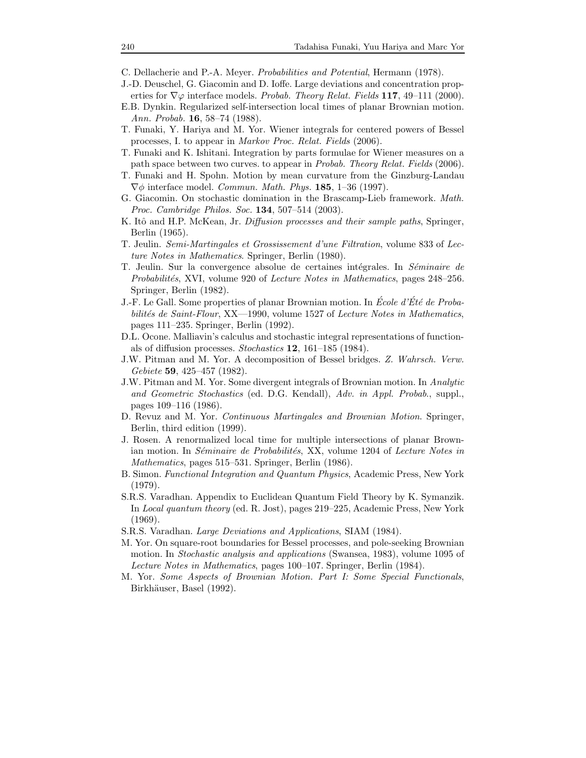C. Dellacherie and P.-A. Meyer. *Probabilities and Potential*, Hermann (1978).

J.-D. Deuschel, G. Giacomin and D. Ioffe. Large deviations and concentration properties for $\nabla\varphi$ interface models. *Probab. Theory Relat. Fields* **117**, 49–111 (2000).

E.B. Dynkin. Regularized self-intersection local times of planar Brownian motion. *Ann. Probab.* **16**, 58–74 (1988).

T. Funaki, Y. Hariya and M. Yor. Wiener integrals for centered powers of Bessel processes, I. to appear in *Markov Proc. Relat. Fields* (2006).

T. Funaki and K. Ishitani. Integration by parts formulae for Wiener measures on a path space between two curves. to appear in *Probab. Theory Relat. Fields* (2006).

T. Funaki and H. Spohn. Motion by mean curvature from the Ginzburg-Landau $\nabla\phi$ interface model. *Commun. Math. Phys.* **185**, 1–36 (1997).

G. Giacomin. On stochastic domination in the Brascamp-Lieb framework. *Math. Proc. Cambridge Philos. Soc.* **134**, 507–514 (2003).

K. Itô and H.P. McKean, Jr. *Diffusion processes and their sample paths*, Springer, Berlin (1965).

T. Jeulin. *Semi-Martingales et Grossissement d'une Filtration*, volume 833 of *Lecture Notes in Mathematics*. Springer, Berlin (1980).

T. Jeulin. Sur la convergence absolue de certaines intégrales. In *Séminaire de Probabilités*, XVI, volume 920 of *Lecture Notes in Mathematics*, pages 248–256. Springer, Berlin (1982).

J.-F. Le Gall. Some properties of planar Brownian motion. In *École d'Été de Probabilités de Saint-Flour*, XX—1990, volume 1527 of *Lecture Notes in Mathematics*, pages 111–235. Springer, Berlin (1992).

D.L. Ocone. Malliavin's calculus and stochastic integral representations of functionals of diffusion processes. *Stochastics* **12**, 161–185 (1984).

J.W. Pitman and M. Yor. A decomposition of Bessel bridges. *Z. Wahrsch. Verw. Gebiete* **59**, 425–457 (1982).

J.W. Pitman and M. Yor. Some divergent integrals of Brownian motion. In *Analytic and Geometric Stochastics* (ed. D.G. Kendall), *Adv. in Appl. Probab.*, suppl., pages 109–116 (1986).

D. Revuz and M. Yor. *Continuous Martingales and Brownian Motion*. Springer, Berlin, third edition (1999).

J. Rosen. A renormalized local time for multiple intersections of planar Brownian motion. In *Séminaire de Probabilités*, XX, volume 1204 of *Lecture Notes in Mathematics*, pages 515–531. Springer, Berlin (1986).

B. Simon. *Functional Integration and Quantum Physics*, Academic Press, New York (1979).

S.R.S. Varadhan. Appendix to Euclidean Quantum Field Theory by K. Symanzik. In *Local quantum theory* (ed. R. Jost), pages 219–225, Academic Press, New York (1969).

S.R.S. Varadhan. *Large Deviations and Applications*, SIAM (1984).

M. Yor. On square-root boundaries for Bessel processes, and pole-seeking Brownian motion. In *Stochastic analysis and applications* (Swansea, 1983), volume 1095 of *Lecture Notes in Mathematics*, pages 100–107. Springer, Berlin (1984).

M. Yor. *Some Aspects of Brownian Motion. Part I: Some Special Functionals*, Birkhäuser, Basel (1992).